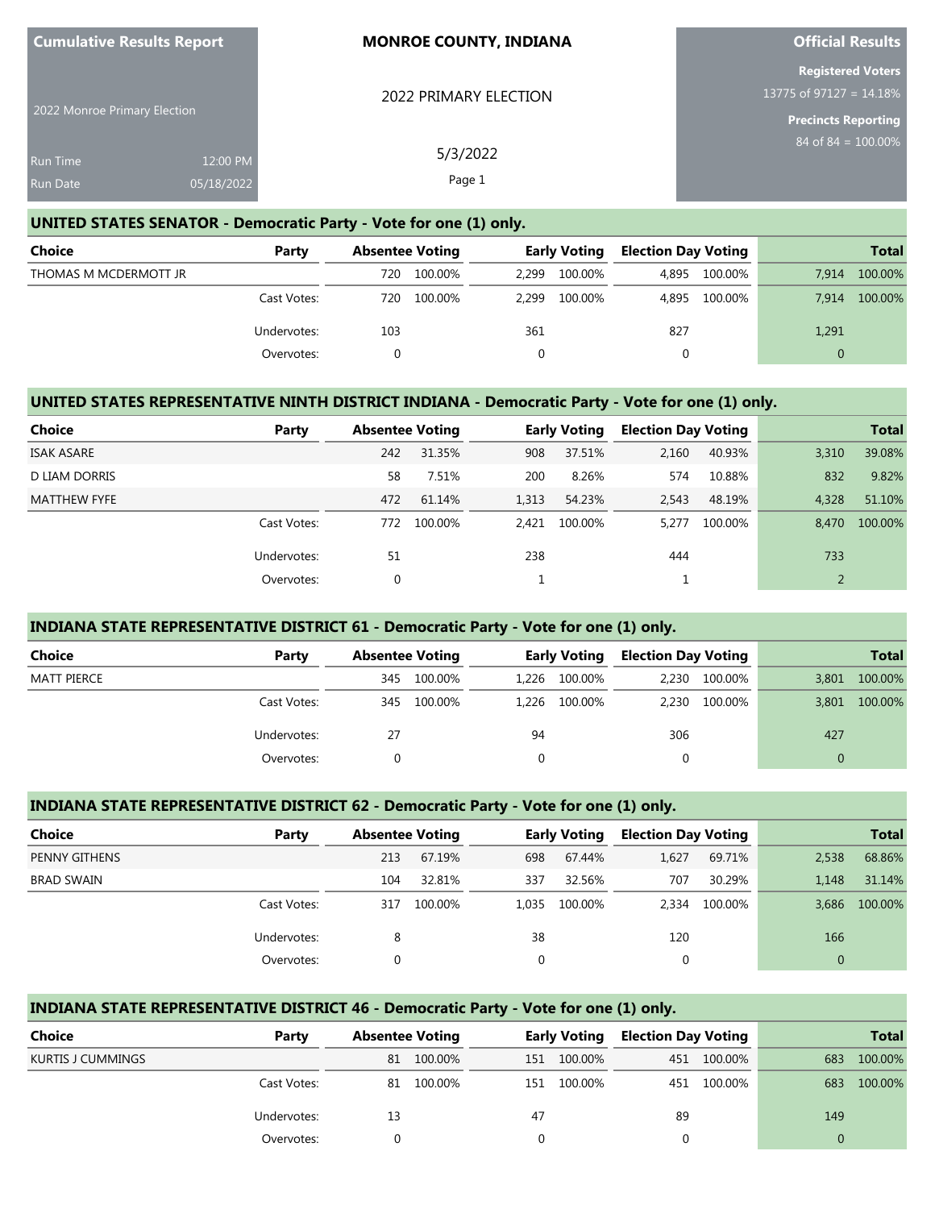**Cumulative Results Report**

2022 Monroe Primary Election

Run Time 12:00 PM
Run Date 05/18/2022

**MONROE COUNTY, INDIANA**

2022 PRIMARY ELECTION

5/3/2022

**Official Results**

**Registered Voters**
13775 of 97127 = 14.18%

**Precincts Reporting**
84 of 84 = 100.00%

## UNITED STATES SENATOR - Democratic Party - Vote for one (1) only.

| Choice | Party | Absentee Voting | | Early Voting | | Election Day Voting | | Total | |
|---|---|---|---|---|---|---|---|---|---|
| THOMAS M MCDERMOTT JR | | 720 | 100.00% | 2,299 | 100.00% | 4,895 | 100.00% | 7,914 | 100.00% |
| | Cast Votes: | 720 | 100.00% | 2,299 | 100.00% | 4,895 | 100.00% | 7,914 | 100.00% |
| | Undervotes: | 103 | | 361 | | 827 | | 1,291 | |
| | Overvotes: | 0 | | 0 | | 0 | | 0 | |

## UNITED STATES REPRESENTATIVE NINTH DISTRICT INDIANA - Democratic Party - Vote for one (1) only.

| Choice | Party | Absentee Voting | | Early Voting | | Election Day Voting | | Total | |
|---|---|---|---|---|---|---|---|---|---|
| ISAK ASARE | | 242 | 31.35% | 908 | 37.51% | 2,160 | 40.93% | 3,310 | 39.08% |
| D LIAM DORRIS | | 58 | 7.51% | 200 | 8.26% | 574 | 10.88% | 832 | 9.82% |
| MATTHEW FYFE | | 472 | 61.14% | 1,313 | 54.23% | 2,543 | 48.19% | 4,328 | 51.10% |
| | Cast Votes: | 772 | 100.00% | 2,421 | 100.00% | 5,277 | 100.00% | 8,470 | 100.00% |
| | Undervotes: | 51 | | 238 | | 444 | | 733 | |
| | Overvotes: | 0 | | 1 | | 1 | | 2 | |

## INDIANA STATE REPRESENTATIVE DISTRICT 61 - Democratic Party - Vote for one (1) only.

| Choice | Party | Absentee Voting | | Early Voting | | Election Day Voting | | Total | |
|---|---|---|---|---|---|---|---|---|---|
| MATT PIERCE | | 345 | 100.00% | 1,226 | 100.00% | 2,230 | 100.00% | 3,801 | 100.00% |
| | Cast Votes: | 345 | 100.00% | 1,226 | 100.00% | 2,230 | 100.00% | 3,801 | 100.00% |
| | Undervotes: | 27 | | 94 | | 306 | | 427 | |
| | Overvotes: | 0 | | 0 | | 0 | | 0 | |

## INDIANA STATE REPRESENTATIVE DISTRICT 62 - Democratic Party - Vote for one (1) only.

| Choice | Party | Absentee Voting | | Early Voting | | Election Day Voting | | Total | |
|---|---|---|---|---|---|---|---|---|---|
| PENNY GITHENS | | 213 | 67.19% | 698 | 67.44% | 1,627 | 69.71% | 2,538 | 68.86% |
| BRAD SWAIN | | 104 | 32.81% | 337 | 32.56% | 707 | 30.29% | 1,148 | 31.14% |
| | Cast Votes: | 317 | 100.00% | 1,035 | 100.00% | 2,334 | 100.00% | 3,686 | 100.00% |
| | Undervotes: | 8 | | 38 | | 120 | | 166 | |
| | Overvotes: | 0 | | 0 | | 0 | | 0 | |

## INDIANA STATE REPRESENTATIVE DISTRICT 46 - Democratic Party - Vote for one (1) only.

| Choice | Party | Absentee Voting | | Early Voting | | Election Day Voting | | Total | |
|---|---|---|---|---|---|---|---|---|---|
| KURTIS J CUMMINGS | | 81 | 100.00% | 151 | 100.00% | 451 | 100.00% | 683 | 100.00% |
| | Cast Votes: | 81 | 100.00% | 151 | 100.00% | 451 | 100.00% | 683 | 100.00% |
| | Undervotes: | 13 | | 47 | | 89 | | 149 | |
| | Overvotes: | 0 | | 0 | | 0 | | 0 | |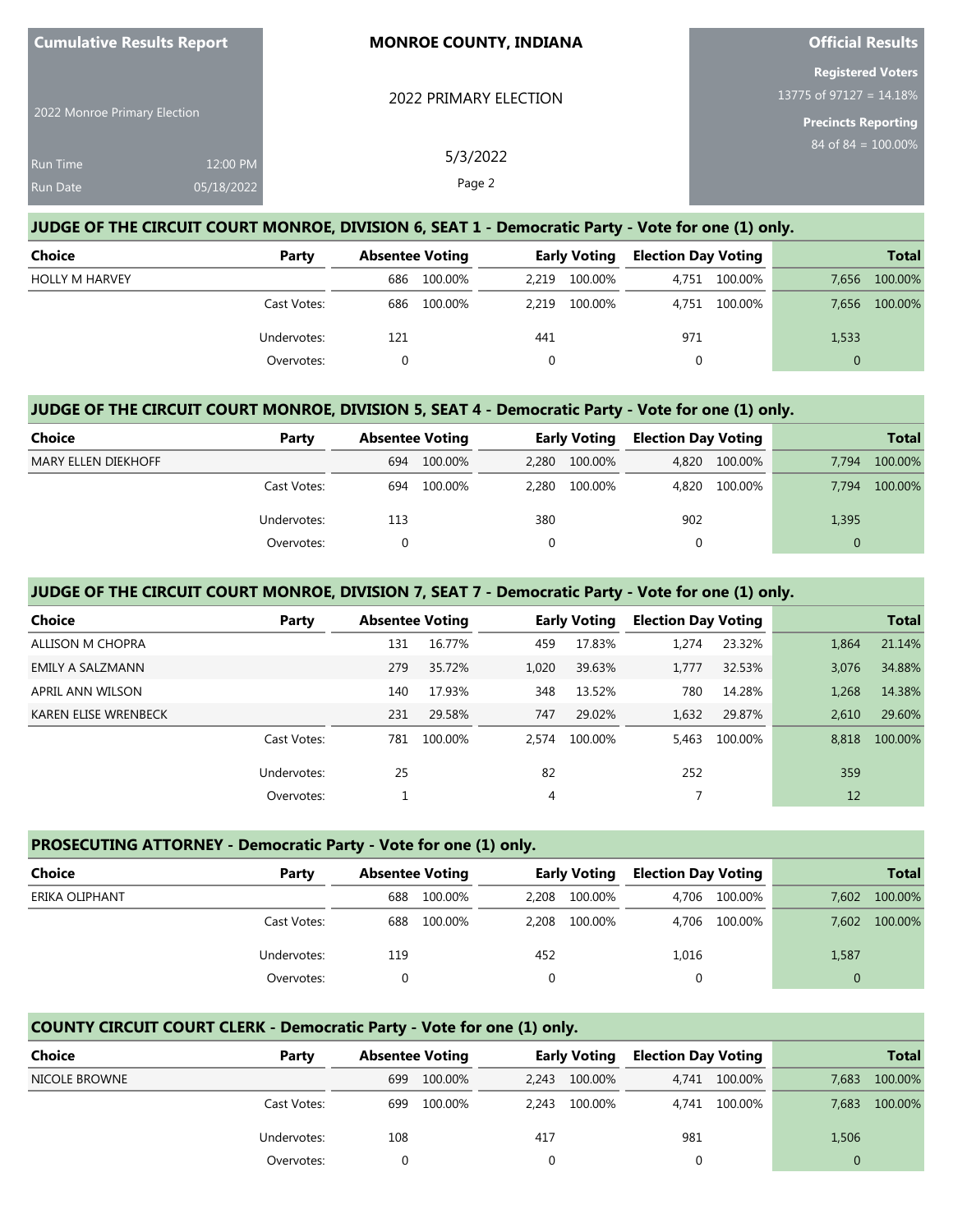# Cumulative Results Report

**MONROE COUNTY, INDIANA**

2022 PRIMARY ELECTION

2022 Monroe Primary Election

5/3/2022

Run Time 12:00 PM
Run Date 05/18/2022

**Official Results**

**Registered Voters**
13775 of 97127 = 14.18%

**Precincts Reporting**
84 of 84 = 100.00%

## JUDGE OF THE CIRCUIT COURT MONROE, DIVISION 6, SEAT 1 - Democratic Party - Vote for one (1) only.

| Choice | Party | Absentee Voting | | Early Voting | | Election Day Voting | | Total | |
|---|---|---|---|---|---|---|---|---|---|
| HOLLY M HARVEY | | 686 | 100.00% | 2,219 | 100.00% | 4,751 | 100.00% | 7,656 | 100.00% |
| | Cast Votes: | 686 | 100.00% | 2,219 | 100.00% | 4,751 | 100.00% | 7,656 | 100.00% |
| | Undervotes: | 121 | | 441 | | 971 | | 1,533 | |
| | Overvotes: | 0 | | 0 | | 0 | | 0 | |

## JUDGE OF THE CIRCUIT COURT MONROE, DIVISION 5, SEAT 4 - Democratic Party - Vote for one (1) only.

| Choice | Party | Absentee Voting | | Early Voting | | Election Day Voting | | Total | |
|---|---|---|---|---|---|---|---|---|---|
| MARY ELLEN DIEKHOFF | | 694 | 100.00% | 2,280 | 100.00% | 4,820 | 100.00% | 7,794 | 100.00% |
| | Cast Votes: | 694 | 100.00% | 2,280 | 100.00% | 4,820 | 100.00% | 7,794 | 100.00% |
| | Undervotes: | 113 | | 380 | | 902 | | 1,395 | |
| | Overvotes: | 0 | | 0 | | 0 | | 0 | |

## JUDGE OF THE CIRCUIT COURT MONROE, DIVISION 7, SEAT 7 - Democratic Party - Vote for one (1) only.

| Choice | Party | Absentee Voting | | Early Voting | | Election Day Voting | | Total | |
|---|---|---|---|---|---|---|---|---|---|
| ALLISON M CHOPRA | | 131 | 16.77% | 459 | 17.83% | 1,274 | 23.32% | 1,864 | 21.14% |
| EMILY A SALZMANN | | 279 | 35.72% | 1,020 | 39.63% | 1,777 | 32.53% | 3,076 | 34.88% |
| APRIL ANN WILSON | | 140 | 17.93% | 348 | 13.52% | 780 | 14.28% | 1,268 | 14.38% |
| KAREN ELISE WRENBECK | | 231 | 29.58% | 747 | 29.02% | 1,632 | 29.87% | 2,610 | 29.60% |
| | Cast Votes: | 781 | 100.00% | 2,574 | 100.00% | 5,463 | 100.00% | 8,818 | 100.00% |
| | Undervotes: | 25 | | 82 | | 252 | | 359 | |
| | Overvotes: | 1 | | 4 | | 7 | | 12 | |

## PROSECUTING ATTORNEY - Democratic Party - Vote for one (1) only.

| Choice | Party | Absentee Voting | | Early Voting | | Election Day Voting | | Total | |
|---|---|---|---|---|---|---|---|---|---|
| ERIKA OLIPHANT | | 688 | 100.00% | 2,208 | 100.00% | 4,706 | 100.00% | 7,602 | 100.00% |
| | Cast Votes: | 688 | 100.00% | 2,208 | 100.00% | 4,706 | 100.00% | 7,602 | 100.00% |
| | Undervotes: | 119 | | 452 | | 1,016 | | 1,587 | |
| | Overvotes: | 0 | | 0 | | 0 | | 0 | |

## COUNTY CIRCUIT COURT CLERK - Democratic Party - Vote for one (1) only.

| Choice | Party | Absentee Voting | | Early Voting | | Election Day Voting | | Total | |
|---|---|---|---|---|---|---|---|---|---|
| NICOLE BROWNE | | 699 | 100.00% | 2,243 | 100.00% | 4,741 | 100.00% | 7,683 | 100.00% |
| | Cast Votes: | 699 | 100.00% | 2,243 | 100.00% | 4,741 | 100.00% | 7,683 | 100.00% |
| | Undervotes: | 108 | | 417 | | 981 | | 1,506 | |
| | Overvotes: | 0 | | 0 | | 0 | | 0 | |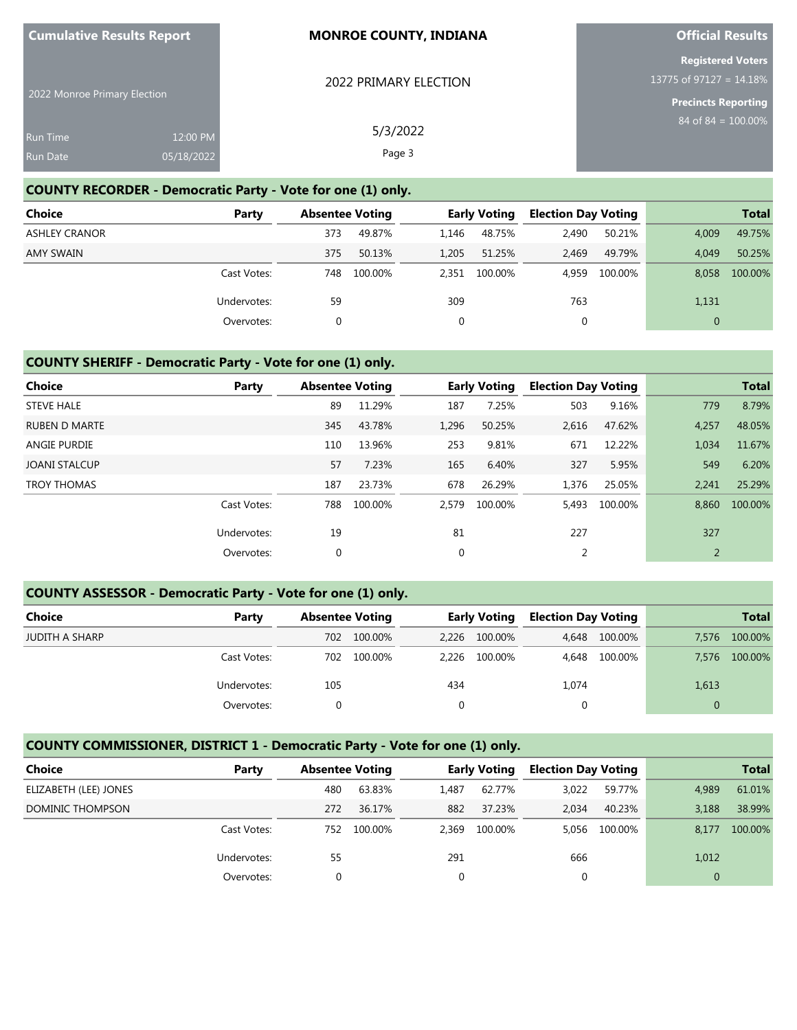Cumulative Results Report

2022 Monroe Primary Election

Run Time 12:00 PM
Run Date 05/18/2022

**MONROE COUNTY, INDIANA**

2022 PRIMARY ELECTION

5/3/2022

**Official Results**

**Registered Voters**
13775 of 97127 = 14.18%

**Precincts Reporting**
84 of 84 = 100.00%

## COUNTY RECORDER - Democratic Party - Vote for one (1) only.

| Choice | Party | Absentee Voting | | Early Voting | | Election Day Voting | | Total | |
|---|---|---|---|---|---|---|---|---|---|
| ASHLEY CRANOR | | 373 | 49.87% | 1,146 | 48.75% | 2,490 | 50.21% | 4,009 | 49.75% |
| AMY SWAIN | | 375 | 50.13% | 1,205 | 51.25% | 2,469 | 49.79% | 4,049 | 50.25% |
| | Cast Votes: | 748 | 100.00% | 2,351 | 100.00% | 4,959 | 100.00% | 8,058 | 100.00% |
| | Undervotes: | 59 | | 309 | | 763 | | 1,131 | |
| | Overvotes: | 0 | | 0 | | 0 | | 0 | |

## COUNTY SHERIFF - Democratic Party - Vote for one (1) only.

| Choice | Party | Absentee Voting | | Early Voting | | Election Day Voting | | Total | |
|---|---|---|---|---|---|---|---|---|---|
| STEVE HALE | | 89 | 11.29% | 187 | 7.25% | 503 | 9.16% | 779 | 8.79% |
| RUBEN D MARTE | | 345 | 43.78% | 1,296 | 50.25% | 2,616 | 47.62% | 4,257 | 48.05% |
| ANGIE PURDIE | | 110 | 13.96% | 253 | 9.81% | 671 | 12.22% | 1,034 | 11.67% |
| JOANI STALCUP | | 57 | 7.23% | 165 | 6.40% | 327 | 5.95% | 549 | 6.20% |
| TROY THOMAS | | 187 | 23.73% | 678 | 26.29% | 1,376 | 25.05% | 2,241 | 25.29% |
| | Cast Votes: | 788 | 100.00% | 2,579 | 100.00% | 5,493 | 100.00% | 8,860 | 100.00% |
| | Undervotes: | 19 | | 81 | | 227 | | 327 | |
| | Overvotes: | 0 | | 0 | | 2 | | 2 | |

## COUNTY ASSESSOR - Democratic Party - Vote for one (1) only.

| Choice | Party | Absentee Voting | | Early Voting | | Election Day Voting | | Total | |
|---|---|---|---|---|---|---|---|---|---|
| JUDITH A SHARP | | 702 | 100.00% | 2,226 | 100.00% | 4,648 | 100.00% | 7,576 | 100.00% |
| | Cast Votes: | 702 | 100.00% | 2,226 | 100.00% | 4,648 | 100.00% | 7,576 | 100.00% |
| | Undervotes: | 105 | | 434 | | 1,074 | | 1,613 | |
| | Overvotes: | 0 | | 0 | | 0 | | 0 | |

## COUNTY COMMISSIONER, DISTRICT 1 - Democratic Party - Vote for one (1) only.

| Choice | Party | Absentee Voting | | Early Voting | | Election Day Voting | | Total | |
|---|---|---|---|---|---|---|---|---|---|
| ELIZABETH (LEE) JONES | | 480 | 63.83% | 1,487 | 62.77% | 3,022 | 59.77% | 4,989 | 61.01% |
| DOMINIC THOMPSON | | 272 | 36.17% | 882 | 37.23% | 2,034 | 40.23% | 3,188 | 38.99% |
| | Cast Votes: | 752 | 100.00% | 2,369 | 100.00% | 5,056 | 100.00% | 8,177 | 100.00% |
| | Undervotes: | 55 | | 291 | | 666 | | 1,012 | |
| | Overvotes: | 0 | | 0 | | 0 | | 0 | |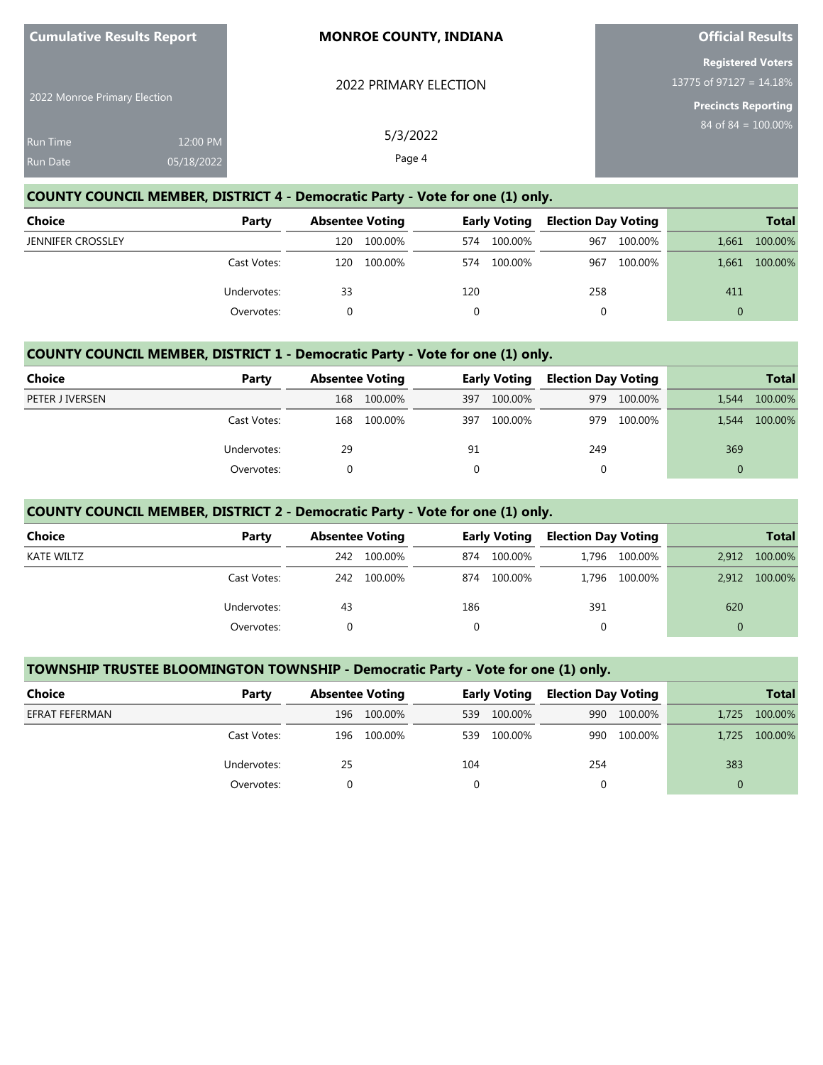# COUNTY COUNCIL MEMBER, DISTRICT 4 - Democratic Party - Vote for one (1) only.

| Choice | Party | Absentee Voting | | Early Voting | | Election Day Voting | | Total | |
|---|---|---|---|---|---|---|---|---|---|
| JENNIFER CROSSLEY | | 120 | 100.00% | 574 | 100.00% | 967 | 100.00% | 1,661 | 100.00% |
| | Cast Votes: | 120 | 100.00% | 574 | 100.00% | 967 | 100.00% | 1,661 | 100.00% |
| | Undervotes: | 33 | | 120 | | 258 | | 411 | |
| | Overvotes: | 0 | | 0 | | 0 | | 0 | |

# COUNTY COUNCIL MEMBER, DISTRICT 1 - Democratic Party - Vote for one (1) only.

| Choice | Party | Absentee Voting | | Early Voting | | Election Day Voting | | Total | |
|---|---|---|---|---|---|---|---|---|---|
| PETER J IVERSEN | | 168 | 100.00% | 397 | 100.00% | 979 | 100.00% | 1,544 | 100.00% |
| | Cast Votes: | 168 | 100.00% | 397 | 100.00% | 979 | 100.00% | 1,544 | 100.00% |
| | Undervotes: | 29 | | 91 | | 249 | | 369 | |
| | Overvotes: | 0 | | 0 | | 0 | | 0 | |

# COUNTY COUNCIL MEMBER, DISTRICT 2 - Democratic Party - Vote for one (1) only.

| Choice | Party | Absentee Voting | | Early Voting | | Election Day Voting | | Total | |
|---|---|---|---|---|---|---|---|---|---|
| KATE WILTZ | | 242 | 100.00% | 874 | 100.00% | 1,796 | 100.00% | 2,912 | 100.00% |
| | Cast Votes: | 242 | 100.00% | 874 | 100.00% | 1,796 | 100.00% | 2,912 | 100.00% |
| | Undervotes: | 43 | | 186 | | 391 | | 620 | |
| | Overvotes: | 0 | | 0 | | 0 | | 0 | |

# TOWNSHIP TRUSTEE BLOOMINGTON TOWNSHIP - Democratic Party - Vote for one (1) only.

| Choice | Party | Absentee Voting | | Early Voting | | Election Day Voting | | Total | |
|---|---|---|---|---|---|---|---|---|---|
| EFRAT FEFERMAN | | 196 | 100.00% | 539 | 100.00% | 990 | 100.00% | 1,725 | 100.00% |
| | Cast Votes: | 196 | 100.00% | 539 | 100.00% | 990 | 100.00% | 1,725 | 100.00% |
| | Undervotes: | 25 | | 104 | | 254 | | 383 | |
| | Overvotes: | 0 | | 0 | | 0 | | 0 | |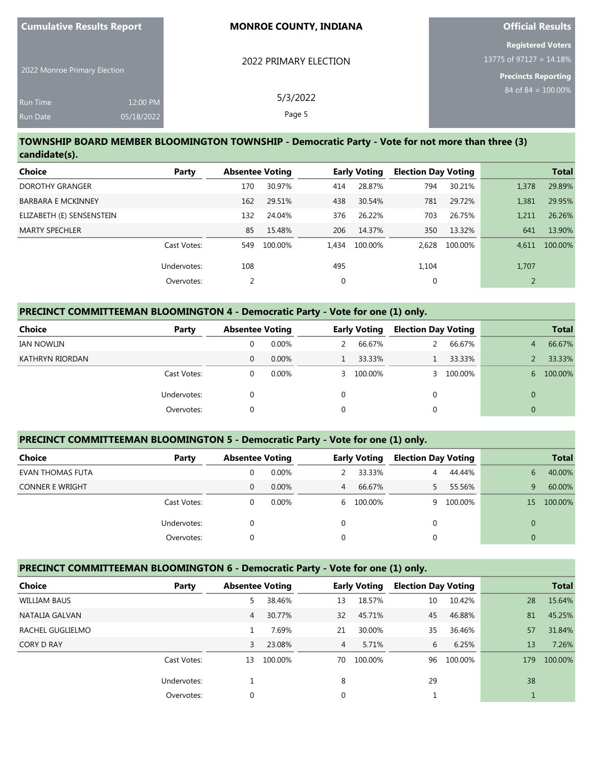# TOWNSHIP BOARD MEMBER BLOOMINGTON TOWNSHIP - Democratic Party - Vote for not more than three (3) candidate(s).

| Choice | Party | Absentee Voting | | Early Voting | | Election Day Voting | | Total | |
|---|---|---|---|---|---|---|---|---|---|
| DOROTHY GRANGER | | 170 | 30.97% | 414 | 28.87% | 794 | 30.21% | 1,378 | 29.89% |
| BARBARA E MCKINNEY | | 162 | 29.51% | 438 | 30.54% | 781 | 29.72% | 1,381 | 29.95% |
| ELIZABETH (E) SENSENSTEIN | | 132 | 24.04% | 376 | 26.22% | 703 | 26.75% | 1,211 | 26.26% |
| MARTY SPECHLER | | 85 | 15.48% | 206 | 14.37% | 350 | 13.32% | 641 | 13.90% |
| | Cast Votes: | 549 | 100.00% | 1,434 | 100.00% | 2,628 | 100.00% | 4,611 | 100.00% |
| | Undervotes: | 108 | | 495 | | 1,104 | | 1,707 | |
| | Overvotes: | 2 | | 0 | | 0 | | 2 | |

# PRECINCT COMMITTEEMAN BLOOMINGTON 4 - Democratic Party - Vote for one (1) only.

| Choice | Party | Absentee Voting | | Early Voting | | Election Day Voting | | Total | |
|---|---|---|---|---|---|---|---|---|---|
| IAN NOWLIN | | 0 | 0.00% | 2 | 66.67% | 2 | 66.67% | 4 | 66.67% |
| KATHRYN RIORDAN | | 0 | 0.00% | 1 | 33.33% | 1 | 33.33% | 2 | 33.33% |
| | Cast Votes: | 0 | 0.00% | 3 | 100.00% | 3 | 100.00% | 6 | 100.00% |
| | Undervotes: | 0 | | 0 | | 0 | | 0 | |
| | Overvotes: | 0 | | 0 | | 0 | | 0 | |

# PRECINCT COMMITTEEMAN BLOOMINGTON 5 - Democratic Party - Vote for one (1) only.

| Choice | Party | Absentee Voting | | Early Voting | | Election Day Voting | | Total | |
|---|---|---|---|---|---|---|---|---|---|
| EVAN THOMAS FUTA | | 0 | 0.00% | 2 | 33.33% | 4 | 44.44% | 6 | 40.00% |
| CONNER E WRIGHT | | 0 | 0.00% | 4 | 66.67% | 5 | 55.56% | 9 | 60.00% |
| | Cast Votes: | 0 | 0.00% | 6 | 100.00% | 9 | 100.00% | 15 | 100.00% |
| | Undervotes: | 0 | | 0 | | 0 | | 0 | |
| | Overvotes: | 0 | | 0 | | 0 | | 0 | |

# PRECINCT COMMITTEEMAN BLOOMINGTON 6 - Democratic Party - Vote for one (1) only.

| Choice | Party | Absentee Voting | | Early Voting | | Election Day Voting | | Total | |
|---|---|---|---|---|---|---|---|---|---|
| WILLIAM BAUS | | 5 | 38.46% | 13 | 18.57% | 10 | 10.42% | 28 | 15.64% |
| NATALIA GALVAN | | 4 | 30.77% | 32 | 45.71% | 45 | 46.88% | 81 | 45.25% |
| RACHEL GUGLIELMO | | 1 | 7.69% | 21 | 30.00% | 35 | 36.46% | 57 | 31.84% |
| CORY D RAY | | 3 | 23.08% | 4 | 5.71% | 6 | 6.25% | 13 | 7.26% |
| | Cast Votes: | 13 | 100.00% | 70 | 100.00% | 96 | 100.00% | 179 | 100.00% |
| | Undervotes: | 1 | | 8 | | 29 | | 38 | |
| | Overvotes: | 0 | | 0 | | 1 | | 1 | |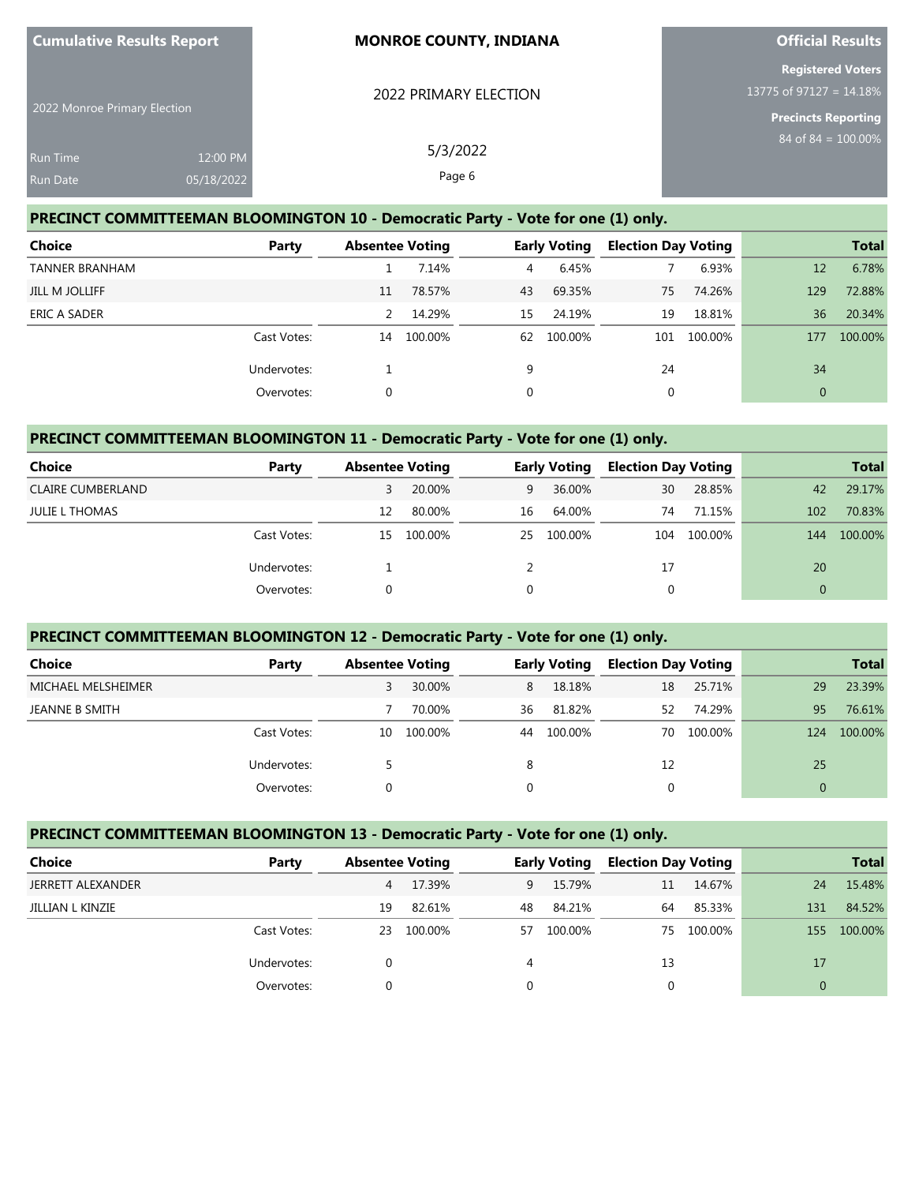**Cumulative Results Report**

2022 Monroe Primary Election

Run Time 12:00 PM
Run Date 05/18/2022

**MONROE COUNTY, INDIANA**

2022 PRIMARY ELECTION

5/3/2022

**Official Results**

**Registered Voters**
13775 of 97127 = 14.18%

**Precincts Reporting**
84 of 84 = 100.00%

## PRECINCT COMMITTEEMAN BLOOMINGTON 10 - Democratic Party - Vote for one (1) only.

| Choice | Party | Absentee Voting | | Early Voting | | Election Day Voting | | Total | |
|---|---|---|---|---|---|---|---|---|---|
| TANNER BRANHAM | | 1 | 7.14% | 4 | 6.45% | 7 | 6.93% | 12 | 6.78% |
| JILL M JOLLIFF | | 11 | 78.57% | 43 | 69.35% | 75 | 74.26% | 129 | 72.88% |
| ERIC A SADER | | 2 | 14.29% | 15 | 24.19% | 19 | 18.81% | 36 | 20.34% |
| | Cast Votes: | 14 | 100.00% | 62 | 100.00% | 101 | 100.00% | 177 | 100.00% |
| | Undervotes: | 1 | | 9 | | 24 | | 34 | |
| | Overvotes: | 0 | | 0 | | 0 | | 0 | |

## PRECINCT COMMITTEEMAN BLOOMINGTON 11 - Democratic Party - Vote for one (1) only.

| Choice | Party | Absentee Voting | | Early Voting | | Election Day Voting | | Total | |
|---|---|---|---|---|---|---|---|---|---|
| CLAIRE CUMBERLAND | | 3 | 20.00% | 9 | 36.00% | 30 | 28.85% | 42 | 29.17% |
| JULIE L THOMAS | | 12 | 80.00% | 16 | 64.00% | 74 | 71.15% | 102 | 70.83% |
| | Cast Votes: | 15 | 100.00% | 25 | 100.00% | 104 | 100.00% | 144 | 100.00% |
| | Undervotes: | 1 | | 2 | | 17 | | 20 | |
| | Overvotes: | 0 | | 0 | | 0 | | 0 | |

## PRECINCT COMMITTEEMAN BLOOMINGTON 12 - Democratic Party - Vote for one (1) only.

| Choice | Party | Absentee Voting | | Early Voting | | Election Day Voting | | Total | |
|---|---|---|---|---|---|---|---|---|---|
| MICHAEL MELSHEIMER | | 3 | 30.00% | 8 | 18.18% | 18 | 25.71% | 29 | 23.39% |
| JEANNE B SMITH | | 7 | 70.00% | 36 | 81.82% | 52 | 74.29% | 95 | 76.61% |
| | Cast Votes: | 10 | 100.00% | 44 | 100.00% | 70 | 100.00% | 124 | 100.00% |
| | Undervotes: | 5 | | 8 | | 12 | | 25 | |
| | Overvotes: | 0 | | 0 | | 0 | | 0 | |

## PRECINCT COMMITTEEMAN BLOOMINGTON 13 - Democratic Party - Vote for one (1) only.

| Choice | Party | Absentee Voting | | Early Voting | | Election Day Voting | | Total | |
|---|---|---|---|---|---|---|---|---|---|
| JERRETT ALEXANDER | | 4 | 17.39% | 9 | 15.79% | 11 | 14.67% | 24 | 15.48% |
| JILLIAN L KINZIE | | 19 | 82.61% | 48 | 84.21% | 64 | 85.33% | 131 | 84.52% |
| | Cast Votes: | 23 | 100.00% | 57 | 100.00% | 75 | 100.00% | 155 | 100.00% |
| | Undervotes: | 0 | | 4 | | 13 | | 17 | |
| | Overvotes: | 0 | | 0 | | 0 | | 0 | |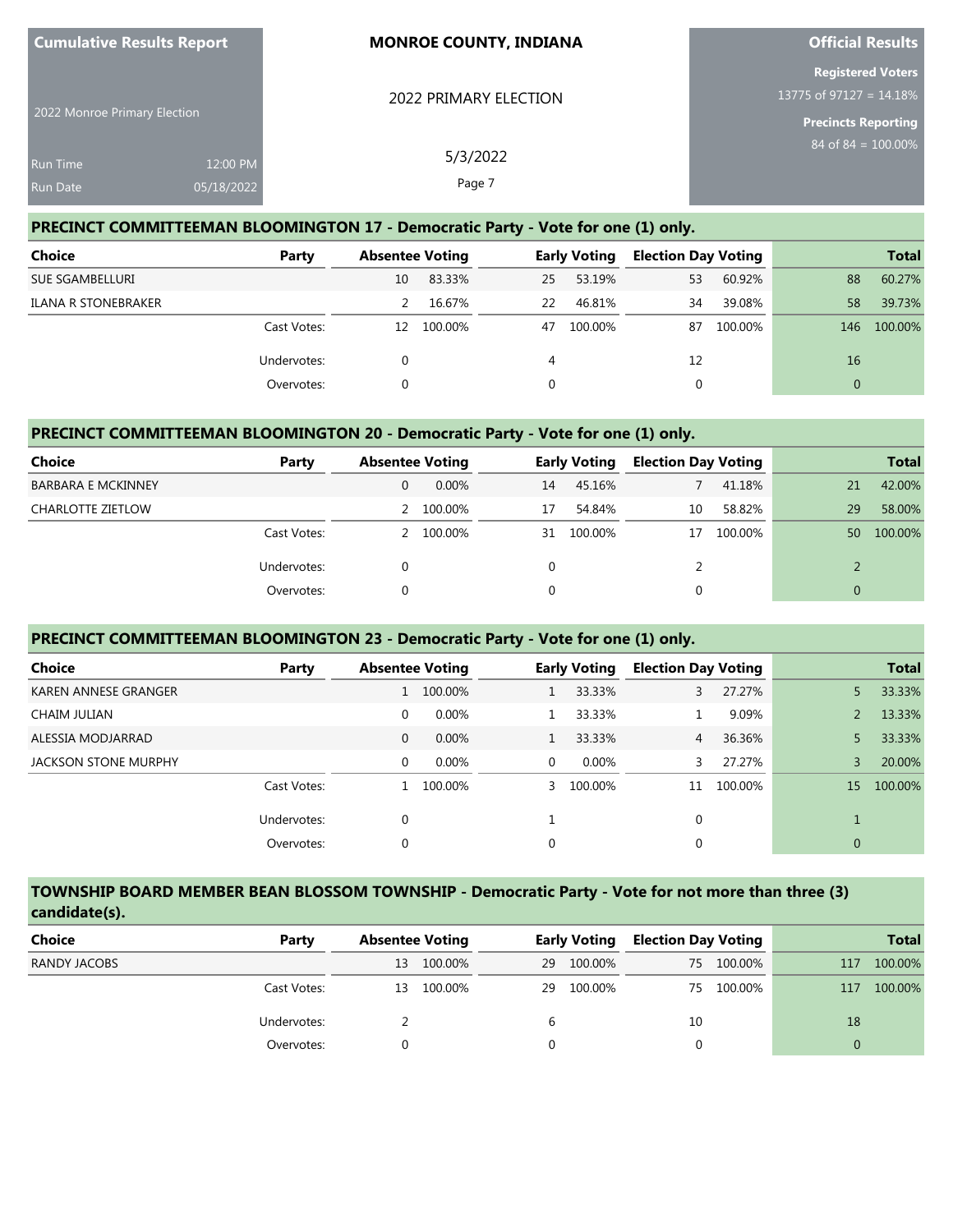## PRECINCT COMMITTEEMAN BLOOMINGTON 17 - Democratic Party - Vote for one (1) only.

| Choice | Party | Absentee Voting | | Early Voting | | Election Day Voting | | Total | |
|---|---|---|---|---|---|---|---|---|---|
| SUE SGAMBELLURI | | 10 | 83.33% | 25 | 53.19% | 53 | 60.92% | 88 | 60.27% |
| ILANA R STONEBRAKER | | 2 | 16.67% | 22 | 46.81% | 34 | 39.08% | 58 | 39.73% |
| | Cast Votes: | 12 | 100.00% | 47 | 100.00% | 87 | 100.00% | 146 | 100.00% |
| | Undervotes: | 0 | | 4 | | 12 | | 16 | |
| | Overvotes: | 0 | | 0 | | 0 | | 0 | |

## PRECINCT COMMITTEEMAN BLOOMINGTON 20 - Democratic Party - Vote for one (1) only.

| Choice | Party | Absentee Voting | | Early Voting | | Election Day Voting | | Total | |
|---|---|---|---|---|---|---|---|---|---|
| BARBARA E MCKINNEY | | 0 | 0.00% | 14 | 45.16% | 7 | 41.18% | 21 | 42.00% |
| CHARLOTTE ZIETLOW | | 2 | 100.00% | 17 | 54.84% | 10 | 58.82% | 29 | 58.00% |
| | Cast Votes: | 2 | 100.00% | 31 | 100.00% | 17 | 100.00% | 50 | 100.00% |
| | Undervotes: | 0 | | 0 | | 2 | | 2 | |
| | Overvotes: | 0 | | 0 | | 0 | | 0 | |

## PRECINCT COMMITTEEMAN BLOOMINGTON 23 - Democratic Party - Vote for one (1) only.

| Choice | Party | Absentee Voting | | Early Voting | | Election Day Voting | | Total | |
|---|---|---|---|---|---|---|---|---|---|
| KAREN ANNESE GRANGER | | 1 | 100.00% | 1 | 33.33% | 3 | 27.27% | 5 | 33.33% |
| CHAIM JULIAN | | 0 | 0.00% | 1 | 33.33% | 1 | 9.09% | 2 | 13.33% |
| ALESSIA MODJARRAD | | 0 | 0.00% | 1 | 33.33% | 4 | 36.36% | 5 | 33.33% |
| JACKSON STONE MURPHY | | 0 | 0.00% | 0 | 0.00% | 3 | 27.27% | 3 | 20.00% |
| | Cast Votes: | 1 | 100.00% | 3 | 100.00% | 11 | 100.00% | 15 | 100.00% |
| | Undervotes: | 0 | | 1 | | 0 | | 1 | |
| | Overvotes: | 0 | | 0 | | 0 | | 0 | |

## TOWNSHIP BOARD MEMBER BEAN BLOSSOM TOWNSHIP - Democratic Party - Vote for not more than three (3) candidate(s).

| Choice | Party | Absentee Voting | | Early Voting | | Election Day Voting | | Total | |
|---|---|---|---|---|---|---|---|---|---|
| RANDY JACOBS | | 13 | 100.00% | 29 | 100.00% | 75 | 100.00% | 117 | 100.00% |
| | Cast Votes: | 13 | 100.00% | 29 | 100.00% | 75 | 100.00% | 117 | 100.00% |
| | Undervotes: | 2 | | 6 | | 10 | | 18 | |
| | Overvotes: | 0 | | 0 | | 0 | | 0 | |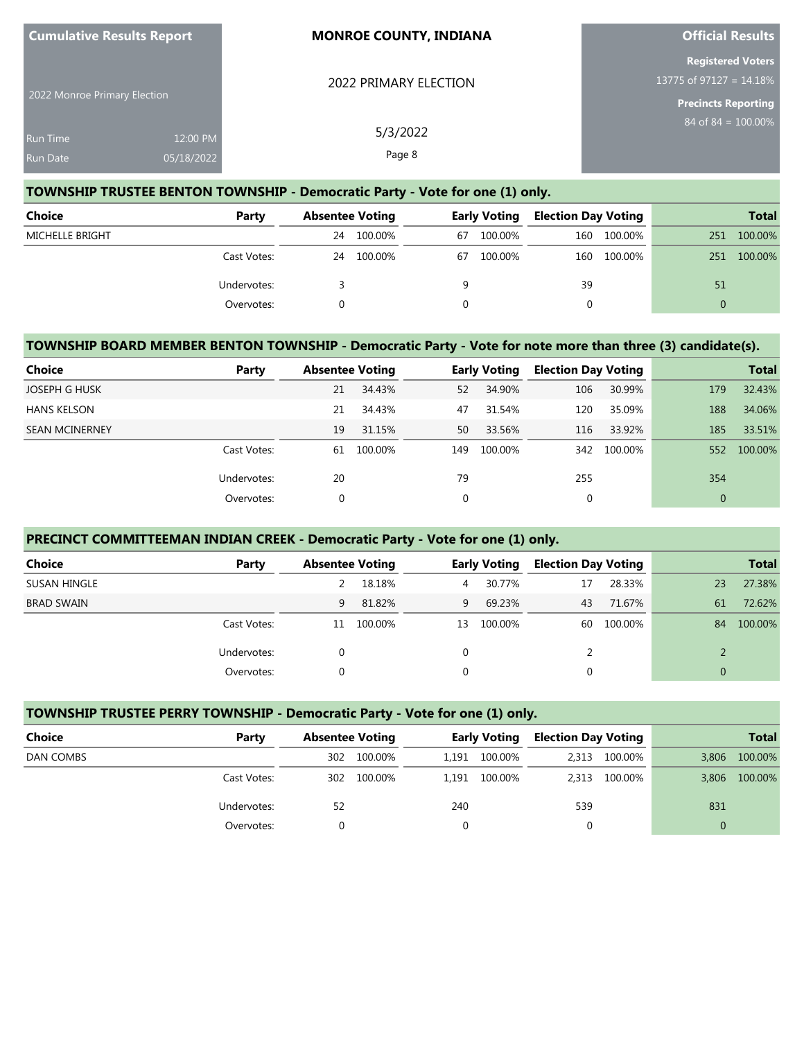| Cumulative Results Report | | MONROE COUNTY, INDIANA | Official Results |
|---|---|---|---|
| 2022 Monroe Primary Election | | 2022 PRIMARY ELECTION | Registered Voters 13775 of 97127 = 14.18% |
| Run Time | 12:00 PM | 5/3/2022 | Precincts Reporting 84 of 84 = 100.00% |
| Run Date | 05/18/2022 | | |

## TOWNSHIP TRUSTEE BENTON TOWNSHIP - Democratic Party - Vote for one (1) only.

| Choice | Party | Absentee Voting | | Early Voting | | Election Day Voting | | Total | |
|---|---|---|---|---|---|---|---|---|---|
| MICHELLE BRIGHT | | 24 | 100.00% | 67 | 100.00% | 160 | 100.00% | 251 | 100.00% |
| | Cast Votes: | 24 | 100.00% | 67 | 100.00% | 160 | 100.00% | 251 | 100.00% |
| | Undervotes: | 3 | | 9 | | 39 | | 51 | |
| | Overvotes: | 0 | | 0 | | 0 | | 0 | |

## TOWNSHIP BOARD MEMBER BENTON TOWNSHIP - Democratic Party - Vote for note more than three (3) candidate(s).

| Choice | Party | Absentee Voting | | Early Voting | | Election Day Voting | | Total | |
|---|---|---|---|---|---|---|---|---|---|
| JOSEPH G HUSK | | 21 | 34.43% | 52 | 34.90% | 106 | 30.99% | 179 | 32.43% |
| HANS KELSON | | 21 | 34.43% | 47 | 31.54% | 120 | 35.09% | 188 | 34.06% |
| SEAN MCINERNEY | | 19 | 31.15% | 50 | 33.56% | 116 | 33.92% | 185 | 33.51% |
| | Cast Votes: | 61 | 100.00% | 149 | 100.00% | 342 | 100.00% | 552 | 100.00% |
| | Undervotes: | 20 | | 79 | | 255 | | 354 | |
| | Overvotes: | 0 | | 0 | | 0 | | 0 | |

## PRECINCT COMMITTEEMAN INDIAN CREEK - Democratic Party - Vote for one (1) only.

| Choice | Party | Absentee Voting | | Early Voting | | Election Day Voting | | Total | |
|---|---|---|---|---|---|---|---|---|---|
| SUSAN HINGLE | | 2 | 18.18% | 4 | 30.77% | 17 | 28.33% | 23 | 27.38% |
| BRAD SWAIN | | 9 | 81.82% | 9 | 69.23% | 43 | 71.67% | 61 | 72.62% |
| | Cast Votes: | 11 | 100.00% | 13 | 100.00% | 60 | 100.00% | 84 | 100.00% |
| | Undervotes: | 0 | | 0 | | 2 | | 2 | |
| | Overvotes: | 0 | | 0 | | 0 | | 0 | |

## TOWNSHIP TRUSTEE PERRY TOWNSHIP - Democratic Party - Vote for one (1) only.

| Choice | Party | Absentee Voting | | Early Voting | | Election Day Voting | | Total | |
|---|---|---|---|---|---|---|---|---|---|
| DAN COMBS | | 302 | 100.00% | 1,191 | 100.00% | 2,313 | 100.00% | 3,806 | 100.00% |
| | Cast Votes: | 302 | 100.00% | 1,191 | 100.00% | 2,313 | 100.00% | 3,806 | 100.00% |
| | Undervotes: | 52 | | 240 | | 539 | | 831 | |
| | Overvotes: | 0 | | 0 | | 0 | | 0 | |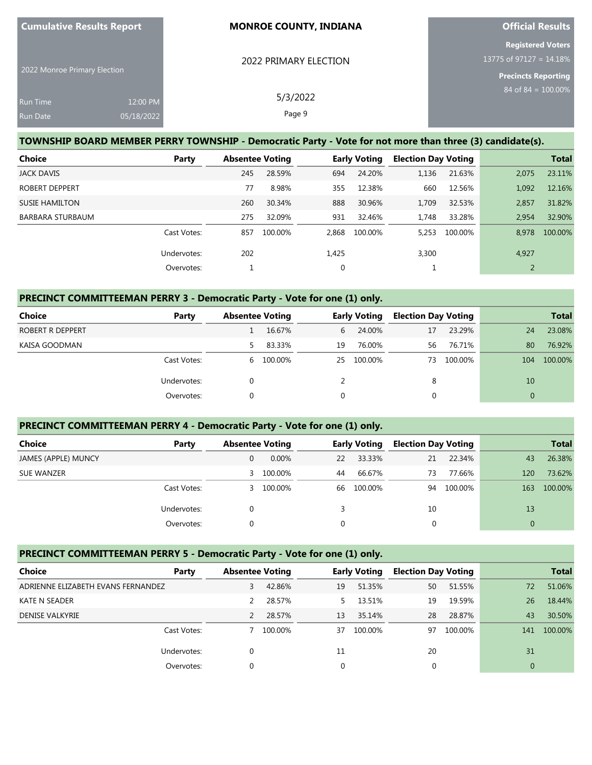## TOWNSHIP BOARD MEMBER PERRY TOWNSHIP - Democratic Party - Vote for not more than three (3) candidate(s).

| Choice | Party | Absentee Voting | | Early Voting | | Election Day Voting | | Total | |
|---|---|---|---|---|---|---|---|---|---|
| JACK DAVIS | | 245 | 28.59% | 694 | 24.20% | 1,136 | 21.63% | 2,075 | 23.11% |
| ROBERT DEPPERT | | 77 | 8.98% | 355 | 12.38% | 660 | 12.56% | 1,092 | 12.16% |
| SUSIE HAMILTON | | 260 | 30.34% | 888 | 30.96% | 1,709 | 32.53% | 2,857 | 31.82% |
| BARBARA STURBAUM | | 275 | 32.09% | 931 | 32.46% | 1,748 | 33.28% | 2,954 | 32.90% |
| | Cast Votes: | 857 | 100.00% | 2,868 | 100.00% | 5,253 | 100.00% | 8,978 | 100.00% |
| | Undervotes: | 202 | | 1,425 | | 3,300 | | 4,927 | |
| | Overvotes: | 1 | | 0 | | 1 | | 2 | |

## PRECINCT COMMITTEEMAN PERRY 3 - Democratic Party - Vote for one (1) only.

| Choice | Party | Absentee Voting | | Early Voting | | Election Day Voting | | Total | |
|---|---|---|---|---|---|---|---|---|---|
| ROBERT R DEPPERT | | 1 | 16.67% | 6 | 24.00% | 17 | 23.29% | 24 | 23.08% |
| KAISA GOODMAN | | 5 | 83.33% | 19 | 76.00% | 56 | 76.71% | 80 | 76.92% |
| | Cast Votes: | 6 | 100.00% | 25 | 100.00% | 73 | 100.00% | 104 | 100.00% |
| | Undervotes: | 0 | | 2 | | 8 | | 10 | |
| | Overvotes: | 0 | | 0 | | 0 | | 0 | |

## PRECINCT COMMITTEEMAN PERRY 4 - Democratic Party - Vote for one (1) only.

| Choice | Party | Absentee Voting | | Early Voting | | Election Day Voting | | Total | |
|---|---|---|---|---|---|---|---|---|---|
| JAMES (APPLE) MUNCY | | 0 | 0.00% | 22 | 33.33% | 21 | 22.34% | 43 | 26.38% |
| SUE WANZER | | 3 | 100.00% | 44 | 66.67% | 73 | 77.66% | 120 | 73.62% |
| | Cast Votes: | 3 | 100.00% | 66 | 100.00% | 94 | 100.00% | 163 | 100.00% |
| | Undervotes: | 0 | | 3 | | 10 | | 13 | |
| | Overvotes: | 0 | | 0 | | 0 | | 0 | |

## PRECINCT COMMITTEEMAN PERRY 5 - Democratic Party - Vote for one (1) only.

| Choice | Party | Absentee Voting | | Early Voting | | Election Day Voting | | Total | |
|---|---|---|---|---|---|---|---|---|---|
| ADRIENNE ELIZABETH EVANS FERNANDEZ | | 3 | 42.86% | 19 | 51.35% | 50 | 51.55% | 72 | 51.06% |
| KATE N SEADER | | 2 | 28.57% | 5 | 13.51% | 19 | 19.59% | 26 | 18.44% |
| DENISE VALKYRIE | | 2 | 28.57% | 13 | 35.14% | 28 | 28.87% | 43 | 30.50% |
| | Cast Votes: | 7 | 100.00% | 37 | 100.00% | 97 | 100.00% | 141 | 100.00% |
| | Undervotes: | 0 | | 11 | | 20 | | 31 | |
| | Overvotes: | 0 | | 0 | | 0 | | 0 | |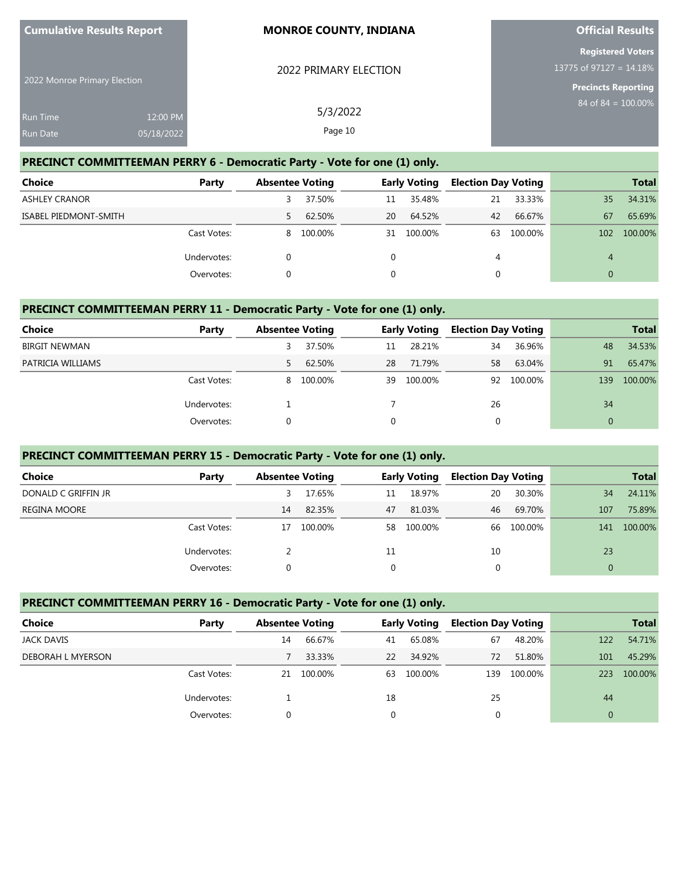## PRECINCT COMMITTEEMAN PERRY 6 - Democratic Party - Vote for one (1) only.

| Choice | Party | Absentee Voting | | Early Voting | | Election Day Voting | | Total | |
|---|---|---|---|---|---|---|---|---|---|
| ASHLEY CRANOR | | 3 | 37.50% | 11 | 35.48% | 21 | 33.33% | 35 | 34.31% |
| ISABEL PIEDMONT-SMITH | | 5 | 62.50% | 20 | 64.52% | 42 | 66.67% | 67 | 65.69% |
| | Cast Votes: | 8 | 100.00% | 31 | 100.00% | 63 | 100.00% | 102 | 100.00% |
| | Undervotes: | 0 | | 0 | | 4 | | 4 | |
| | Overvotes: | 0 | | 0 | | 0 | | 0 | |

## PRECINCT COMMITTEEMAN PERRY 11 - Democratic Party - Vote for one (1) only.

| Choice | Party | Absentee Voting | | Early Voting | | Election Day Voting | | Total | |
|---|---|---|---|---|---|---|---|---|---|
| BIRGIT NEWMAN | | 3 | 37.50% | 11 | 28.21% | 34 | 36.96% | 48 | 34.53% |
| PATRICIA WILLIAMS | | 5 | 62.50% | 28 | 71.79% | 58 | 63.04% | 91 | 65.47% |
| | Cast Votes: | 8 | 100.00% | 39 | 100.00% | 92 | 100.00% | 139 | 100.00% |
| | Undervotes: | 1 | | 7 | | 26 | | 34 | |
| | Overvotes: | 0 | | 0 | | 0 | | 0 | |

## PRECINCT COMMITTEEMAN PERRY 15 - Democratic Party - Vote for one (1) only.

| Choice | Party | Absentee Voting | | Early Voting | | Election Day Voting | | Total | |
|---|---|---|---|---|---|---|---|---|---|
| DONALD C GRIFFIN JR | | 3 | 17.65% | 11 | 18.97% | 20 | 30.30% | 34 | 24.11% |
| REGINA MOORE | | 14 | 82.35% | 47 | 81.03% | 46 | 69.70% | 107 | 75.89% |
| | Cast Votes: | 17 | 100.00% | 58 | 100.00% | 66 | 100.00% | 141 | 100.00% |
| | Undervotes: | 2 | | 11 | | 10 | | 23 | |
| | Overvotes: | 0 | | 0 | | 0 | | 0 | |

## PRECINCT COMMITTEEMAN PERRY 16 - Democratic Party - Vote for one (1) only.

| Choice | Party | Absentee Voting | | Early Voting | | Election Day Voting | | Total | |
|---|---|---|---|---|---|---|---|---|---|
| JACK DAVIS | | 14 | 66.67% | 41 | 65.08% | 67 | 48.20% | 122 | 54.71% |
| DEBORAH L MYERSON | | 7 | 33.33% | 22 | 34.92% | 72 | 51.80% | 101 | 45.29% |
| | Cast Votes: | 21 | 100.00% | 63 | 100.00% | 139 | 100.00% | 223 | 100.00% |
| | Undervotes: | 1 | | 18 | | 25 | | 44 | |
| | Overvotes: | 0 | | 0 | | 0 | | 0 | |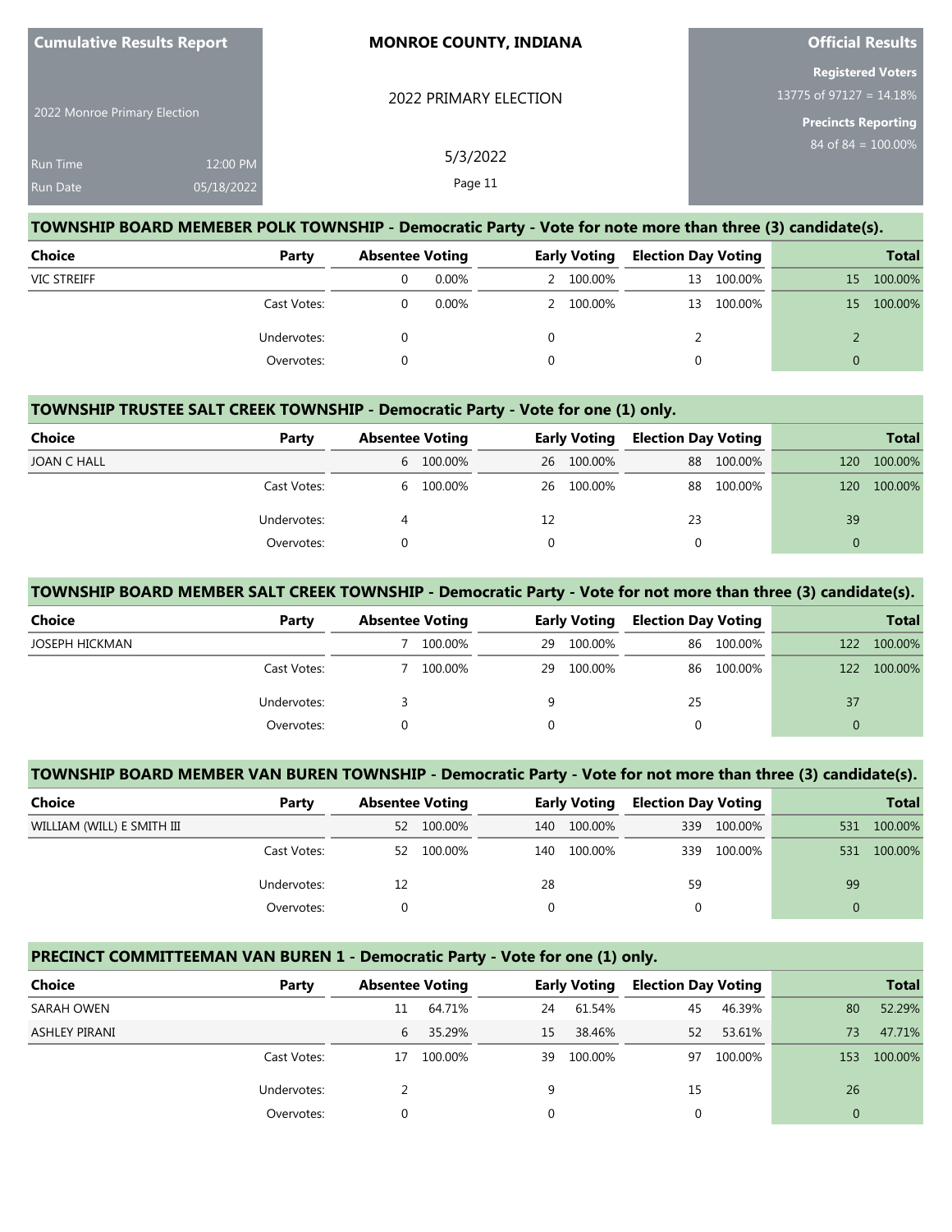| Cumulative Results Report | MONROE COUNTY, INDIANA | Official Results |
|---|---|---|
| 2022 Monroe Primary Election | 2022 PRIMARY ELECTION | Registered Voters 13775 of 97127 = 14.18% |
| Run Time 12:00 PM | 5/3/2022 | Precincts Reporting 84 of 84 = 100.00% |
| Run Date 05/18/2022 | | |

### TOWNSHIP BOARD MEMEBER POLK TOWNSHIP - Democratic Party - Vote for note more than three (3) candidate(s).

| Choice | Party | Absentee Voting | | Early Voting | | Election Day Voting | | Total | |
|---|---|---|---|---|---|---|---|---|---|
| VIC STREIFF | | 0 | 0.00% | 2 | 100.00% | 13 | 100.00% | 15 | 100.00% |
| | Cast Votes: | 0 | 0.00% | 2 | 100.00% | 13 | 100.00% | 15 | 100.00% |
| | Undervotes: | 0 | | 0 | | 2 | | 2 | |
| | Overvotes: | 0 | | 0 | | 0 | | 0 | |

### TOWNSHIP TRUSTEE SALT CREEK TOWNSHIP - Democratic Party - Vote for one (1) only.

| Choice | Party | Absentee Voting | | Early Voting | | Election Day Voting | | Total | |
|---|---|---|---|---|---|---|---|---|---|
| JOAN C HALL | | 6 | 100.00% | 26 | 100.00% | 88 | 100.00% | 120 | 100.00% |
| | Cast Votes: | 6 | 100.00% | 26 | 100.00% | 88 | 100.00% | 120 | 100.00% |
| | Undervotes: | 4 | | 12 | | 23 | | 39 | |
| | Overvotes: | 0 | | 0 | | 0 | | 0 | |

### TOWNSHIP BOARD MEMBER SALT CREEK TOWNSHIP - Democratic Party - Vote for not more than three (3) candidate(s).

| Choice | Party | Absentee Voting | | Early Voting | | Election Day Voting | | Total | |
|---|---|---|---|---|---|---|---|---|---|
| JOSEPH HICKMAN | | 7 | 100.00% | 29 | 100.00% | 86 | 100.00% | 122 | 100.00% |
| | Cast Votes: | 7 | 100.00% | 29 | 100.00% | 86 | 100.00% | 122 | 100.00% |
| | Undervotes: | 3 | | 9 | | 25 | | 37 | |
| | Overvotes: | 0 | | 0 | | 0 | | 0 | |

### TOWNSHIP BOARD MEMBER VAN BUREN TOWNSHIP - Democratic Party - Vote for not more than three (3) candidate(s).

| Choice | Party | Absentee Voting | | Early Voting | | Election Day Voting | | Total | |
|---|---|---|---|---|---|---|---|---|---|
| WILLIAM (WILL) E SMITH III | | 52 | 100.00% | 140 | 100.00% | 339 | 100.00% | 531 | 100.00% |
| | Cast Votes: | 52 | 100.00% | 140 | 100.00% | 339 | 100.00% | 531 | 100.00% |
| | Undervotes: | 12 | | 28 | | 59 | | 99 | |
| | Overvotes: | 0 | | 0 | | 0 | | 0 | |

### PRECINCT COMMITTEEMAN VAN BUREN 1 - Democratic Party - Vote for one (1) only.

| Choice | Party | Absentee Voting | | Early Voting | | Election Day Voting | | Total | |
|---|---|---|---|---|---|---|---|---|---|
| SARAH OWEN | | 11 | 64.71% | 24 | 61.54% | 45 | 46.39% | 80 | 52.29% |
| ASHLEY PIRANI | | 6 | 35.29% | 15 | 38.46% | 52 | 53.61% | 73 | 47.71% |
| | Cast Votes: | 17 | 100.00% | 39 | 100.00% | 97 | 100.00% | 153 | 100.00% |
| | Undervotes: | 2 | | 9 | | 15 | | 26 | |
| | Overvotes: | 0 | | 0 | | 0 | | 0 | |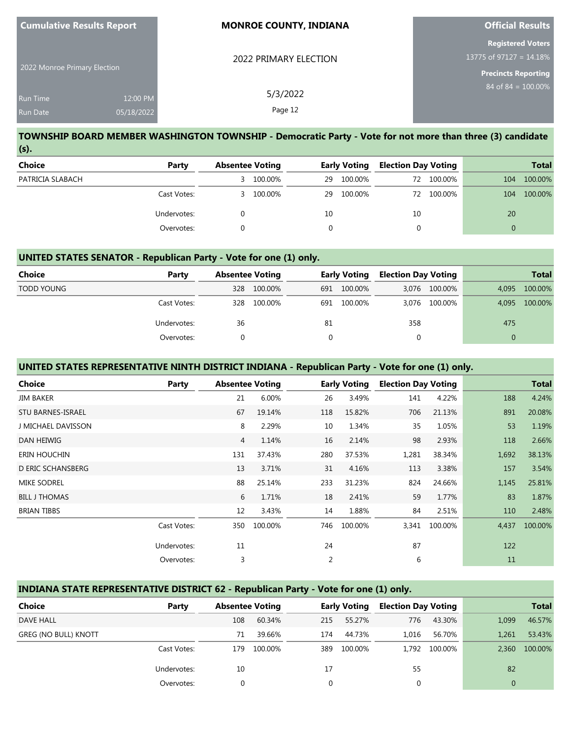**Cumulative Results Report**

2022 Monroe Primary Election

Run Time 12:00 PM
Run Date 05/18/2022

**MONROE COUNTY, INDIANA**

2022 PRIMARY ELECTION

5/3/2022

**Official Results**

**Registered Voters**
13775 of 97127 = 14.18%

**Precincts Reporting**
84 of 84 = 100.00%

## TOWNSHIP BOARD MEMBER WASHINGTON TOWNSHIP - Democratic Party - Vote for not more than three (3) candidate (s).

| Choice | Party | Absentee Voting | | Early Voting | | Election Day Voting | | Total | |
|---|---|---|---|---|---|---|---|---|---|
| PATRICIA SLABACH | | 3 | 100.00% | 29 | 100.00% | 72 | 100.00% | 104 | 100.00% |
| | Cast Votes: | 3 | 100.00% | 29 | 100.00% | 72 | 100.00% | 104 | 100.00% |
| | Undervotes: | 0 | | 10 | | 10 | | 20 | |
| | Overvotes: | 0 | | 0 | | 0 | | 0 | |

## UNITED STATES SENATOR - Republican Party - Vote for one (1) only.

| Choice | Party | Absentee Voting | | Early Voting | | Election Day Voting | | Total | |
|---|---|---|---|---|---|---|---|---|---|
| TODD YOUNG | | 328 | 100.00% | 691 | 100.00% | 3,076 | 100.00% | 4,095 | 100.00% |
| | Cast Votes: | 328 | 100.00% | 691 | 100.00% | 3,076 | 100.00% | 4,095 | 100.00% |
| | Undervotes: | 36 | | 81 | | 358 | | 475 | |
| | Overvotes: | 0 | | 0 | | 0 | | 0 | |

## UNITED STATES REPRESENTATIVE NINTH DISTRICT INDIANA - Republican Party - Vote for one (1) only.

| Choice | Party | Absentee Voting | | Early Voting | | Election Day Voting | | Total | |
|---|---|---|---|---|---|---|---|---|---|
| JIM BAKER | | 21 | 6.00% | 26 | 3.49% | 141 | 4.22% | 188 | 4.24% |
| STU BARNES-ISRAEL | | 67 | 19.14% | 118 | 15.82% | 706 | 21.13% | 891 | 20.08% |
| J MICHAEL DAVISSON | | 8 | 2.29% | 10 | 1.34% | 35 | 1.05% | 53 | 1.19% |
| DAN HEIWIG | | 4 | 1.14% | 16 | 2.14% | 98 | 2.93% | 118 | 2.66% |
| ERIN HOUCHIN | | 131 | 37.43% | 280 | 37.53% | 1,281 | 38.34% | 1,692 | 38.13% |
| D ERIC SCHANSBERG | | 13 | 3.71% | 31 | 4.16% | 113 | 3.38% | 157 | 3.54% |
| MIKE SODREL | | 88 | 25.14% | 233 | 31.23% | 824 | 24.66% | 1,145 | 25.81% |
| BILL J THOMAS | | 6 | 1.71% | 18 | 2.41% | 59 | 1.77% | 83 | 1.87% |
| BRIAN TIBBS | | 12 | 3.43% | 14 | 1.88% | 84 | 2.51% | 110 | 2.48% |
| | Cast Votes: | 350 | 100.00% | 746 | 100.00% | 3,341 | 100.00% | 4,437 | 100.00% |
| | Undervotes: | 11 | | 24 | | 87 | | 122 | |
| | Overvotes: | 3 | | 2 | | 6 | | 11 | |

## INDIANA STATE REPRESENTATIVE DISTRICT 62 - Republican Party - Vote for one (1) only.

| Choice | Party | Absentee Voting | | Early Voting | | Election Day Voting | | Total | |
|---|---|---|---|---|---|---|---|---|---|
| DAVE HALL | | 108 | 60.34% | 215 | 55.27% | 776 | 43.30% | 1,099 | 46.57% |
| GREG (NO BULL) KNOTT | | 71 | 39.66% | 174 | 44.73% | 1,016 | 56.70% | 1,261 | 53.43% |
| | Cast Votes: | 179 | 100.00% | 389 | 100.00% | 1,792 | 100.00% | 2,360 | 100.00% |
| | Undervotes: | 10 | | 17 | | 55 | | 82 | |
| | Overvotes: | 0 | | 0 | | 0 | | 0 | |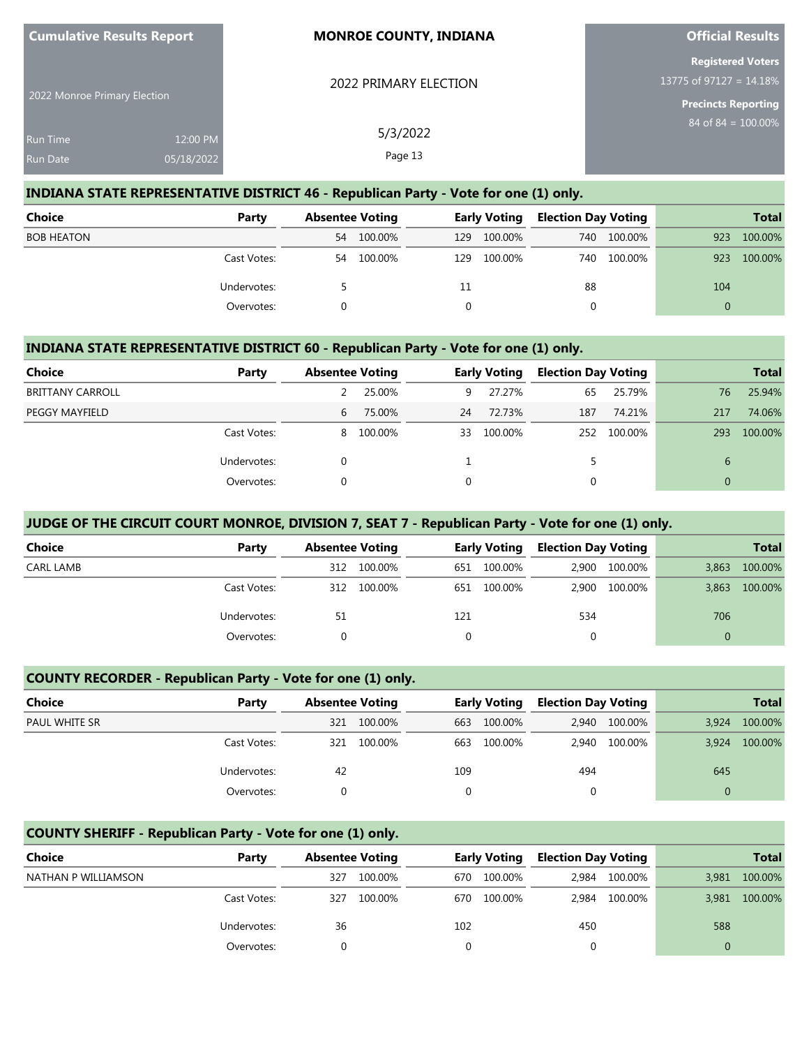**Cumulative Results Report**

2022 Monroe Primary Election

Run Time 12:00 PM
Run Date 05/18/2022

**MONROE COUNTY, INDIANA**

2022 PRIMARY ELECTION

5/3/2022

**Official Results**

**Registered Voters**
13775 of 97127 = 14.18%

**Precincts Reporting**
84 of 84 = 100.00%

## INDIANA STATE REPRESENTATIVE DISTRICT 46 - Republican Party - Vote for one (1) only.

| Choice | Party | Absentee Voting | | Early Voting | | Election Day Voting | | Total | |
|---|---|---|---|---|---|---|---|---|---|
| BOB HEATON | | 54 | 100.00% | 129 | 100.00% | 740 | 100.00% | 923 | 100.00% |
| | Cast Votes: | 54 | 100.00% | 129 | 100.00% | 740 | 100.00% | 923 | 100.00% |
| | Undervotes: | 5 | | 11 | | 88 | | 104 | |
| | Overvotes: | 0 | | 0 | | 0 | | 0 | |

## INDIANA STATE REPRESENTATIVE DISTRICT 60 - Republican Party - Vote for one (1) only.

| Choice | Party | Absentee Voting | | Early Voting | | Election Day Voting | | Total | |
|---|---|---|---|---|---|---|---|---|---|
| BRITTANY CARROLL | | 2 | 25.00% | 9 | 27.27% | 65 | 25.79% | 76 | 25.94% |
| PEGGY MAYFIELD | | 6 | 75.00% | 24 | 72.73% | 187 | 74.21% | 217 | 74.06% |
| | Cast Votes: | 8 | 100.00% | 33 | 100.00% | 252 | 100.00% | 293 | 100.00% |
| | Undervotes: | 0 | | 1 | | 5 | | 6 | |
| | Overvotes: | 0 | | 0 | | 0 | | 0 | |

## JUDGE OF THE CIRCUIT COURT MONROE, DIVISION 7, SEAT 7 - Republican Party - Vote for one (1) only.

| Choice | Party | Absentee Voting | | Early Voting | | Election Day Voting | | Total | |
|---|---|---|---|---|---|---|---|---|---|
| CARL LAMB | | 312 | 100.00% | 651 | 100.00% | 2,900 | 100.00% | 3,863 | 100.00% |
| | Cast Votes: | 312 | 100.00% | 651 | 100.00% | 2,900 | 100.00% | 3,863 | 100.00% |
| | Undervotes: | 51 | | 121 | | 534 | | 706 | |
| | Overvotes: | 0 | | 0 | | 0 | | 0 | |

## COUNTY RECORDER - Republican Party - Vote for one (1) only.

| Choice | Party | Absentee Voting | | Early Voting | | Election Day Voting | | Total | |
|---|---|---|---|---|---|---|---|---|---|
| PAUL WHITE SR | | 321 | 100.00% | 663 | 100.00% | 2,940 | 100.00% | 3,924 | 100.00% |
| | Cast Votes: | 321 | 100.00% | 663 | 100.00% | 2,940 | 100.00% | 3,924 | 100.00% |
| | Undervotes: | 42 | | 109 | | 494 | | 645 | |
| | Overvotes: | 0 | | 0 | | 0 | | 0 | |

## COUNTY SHERIFF - Republican Party - Vote for one (1) only.

| Choice | Party | Absentee Voting | | Early Voting | | Election Day Voting | | Total | |
|---|---|---|---|---|---|---|---|---|---|
| NATHAN P WILLIAMSON | | 327 | 100.00% | 670 | 100.00% | 2,984 | 100.00% | 3,981 | 100.00% |
| | Cast Votes: | 327 | 100.00% | 670 | 100.00% | 2,984 | 100.00% | 3,981 | 100.00% |
| | Undervotes: | 36 | | 102 | | 450 | | 588 | |
| | Overvotes: | 0 | | 0 | | 0 | | 0 | |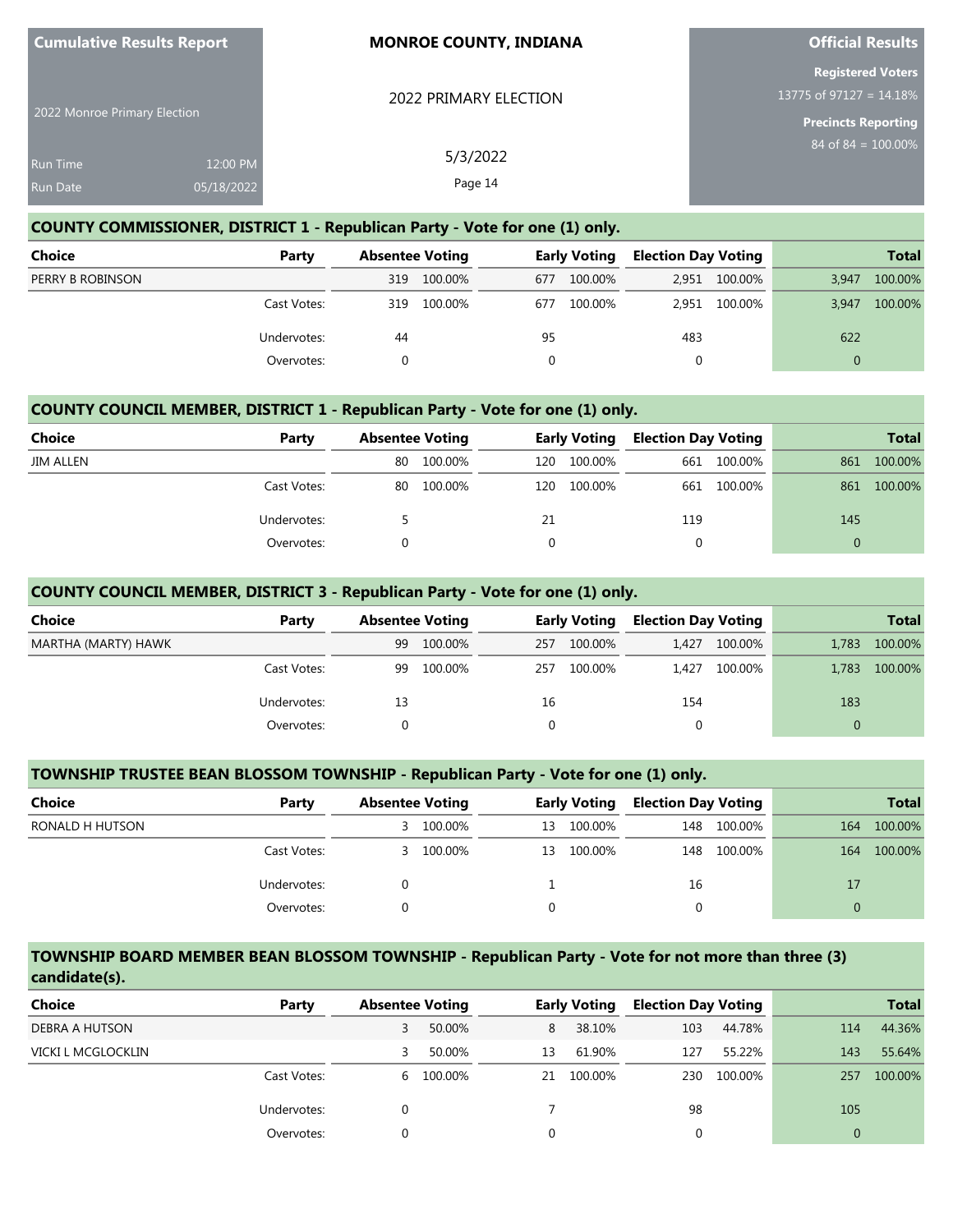Cumulative Results Report

2022 Monroe Primary Election

Run Time 12:00 PM
Run Date 05/18/2022

**MONROE COUNTY, INDIANA**

2022 PRIMARY ELECTION

5/3/2022

**Official Results**

**Registered Voters**
13775 of 97127 = 14.18%

**Precincts Reporting**
84 of 84 = 100.00%

### COUNTY COMMISSIONER, DISTRICT 1 - Republican Party - Vote for one (1) only.

| Choice | Party | Absentee Voting | | Early Voting | | Election Day Voting | | Total | |
|---|---|---|---|---|---|---|---|---|---|
| PERRY B ROBINSON | | 319 | 100.00% | 677 | 100.00% | 2,951 | 100.00% | 3,947 | 100.00% |
| | Cast Votes: | 319 | 100.00% | 677 | 100.00% | 2,951 | 100.00% | 3,947 | 100.00% |
| | Undervotes: | 44 | | 95 | | 483 | | 622 | |
| | Overvotes: | 0 | | 0 | | 0 | | 0 | |

### COUNTY COUNCIL MEMBER, DISTRICT 1 - Republican Party - Vote for one (1) only.

| Choice | Party | Absentee Voting | | Early Voting | | Election Day Voting | | Total | |
|---|---|---|---|---|---|---|---|---|---|
| JIM ALLEN | | 80 | 100.00% | 120 | 100.00% | 661 | 100.00% | 861 | 100.00% |
| | Cast Votes: | 80 | 100.00% | 120 | 100.00% | 661 | 100.00% | 861 | 100.00% |
| | Undervotes: | 5 | | 21 | | 119 | | 145 | |
| | Overvotes: | 0 | | 0 | | 0 | | 0 | |

### COUNTY COUNCIL MEMBER, DISTRICT 3 - Republican Party - Vote for one (1) only.

| Choice | Party | Absentee Voting | | Early Voting | | Election Day Voting | | Total | |
|---|---|---|---|---|---|---|---|---|---|
| MARTHA (MARTY) HAWK | | 99 | 100.00% | 257 | 100.00% | 1,427 | 100.00% | 1,783 | 100.00% |
| | Cast Votes: | 99 | 100.00% | 257 | 100.00% | 1,427 | 100.00% | 1,783 | 100.00% |
| | Undervotes: | 13 | | 16 | | 154 | | 183 | |
| | Overvotes: | 0 | | 0 | | 0 | | 0 | |

### TOWNSHIP TRUSTEE BEAN BLOSSOM TOWNSHIP - Republican Party - Vote for one (1) only.

| Choice | Party | Absentee Voting | | Early Voting | | Election Day Voting | | Total | |
|---|---|---|---|---|---|---|---|---|---|
| RONALD H HUTSON | | 3 | 100.00% | 13 | 100.00% | 148 | 100.00% | 164 | 100.00% |
| | Cast Votes: | 3 | 100.00% | 13 | 100.00% | 148 | 100.00% | 164 | 100.00% |
| | Undervotes: | 0 | | 1 | | 16 | | 17 | |
| | Overvotes: | 0 | | 0 | | 0 | | 0 | |

### TOWNSHIP BOARD MEMBER BEAN BLOSSOM TOWNSHIP - Republican Party - Vote for not more than three (3) candidate(s).

| Choice | Party | Absentee Voting | | Early Voting | | Election Day Voting | | Total | |
|---|---|---|---|---|---|---|---|---|---|
| DEBRA A HUTSON | | 3 | 50.00% | 8 | 38.10% | 103 | 44.78% | 114 | 44.36% |
| VICKI L MCGLOCKLIN | | 3 | 50.00% | 13 | 61.90% | 127 | 55.22% | 143 | 55.64% |
| | Cast Votes: | 6 | 100.00% | 21 | 100.00% | 230 | 100.00% | 257 | 100.00% |
| | Undervotes: | 0 | | 7 | | 98 | | 105 | |
| | Overvotes: | 0 | | 0 | | 0 | | 0 | |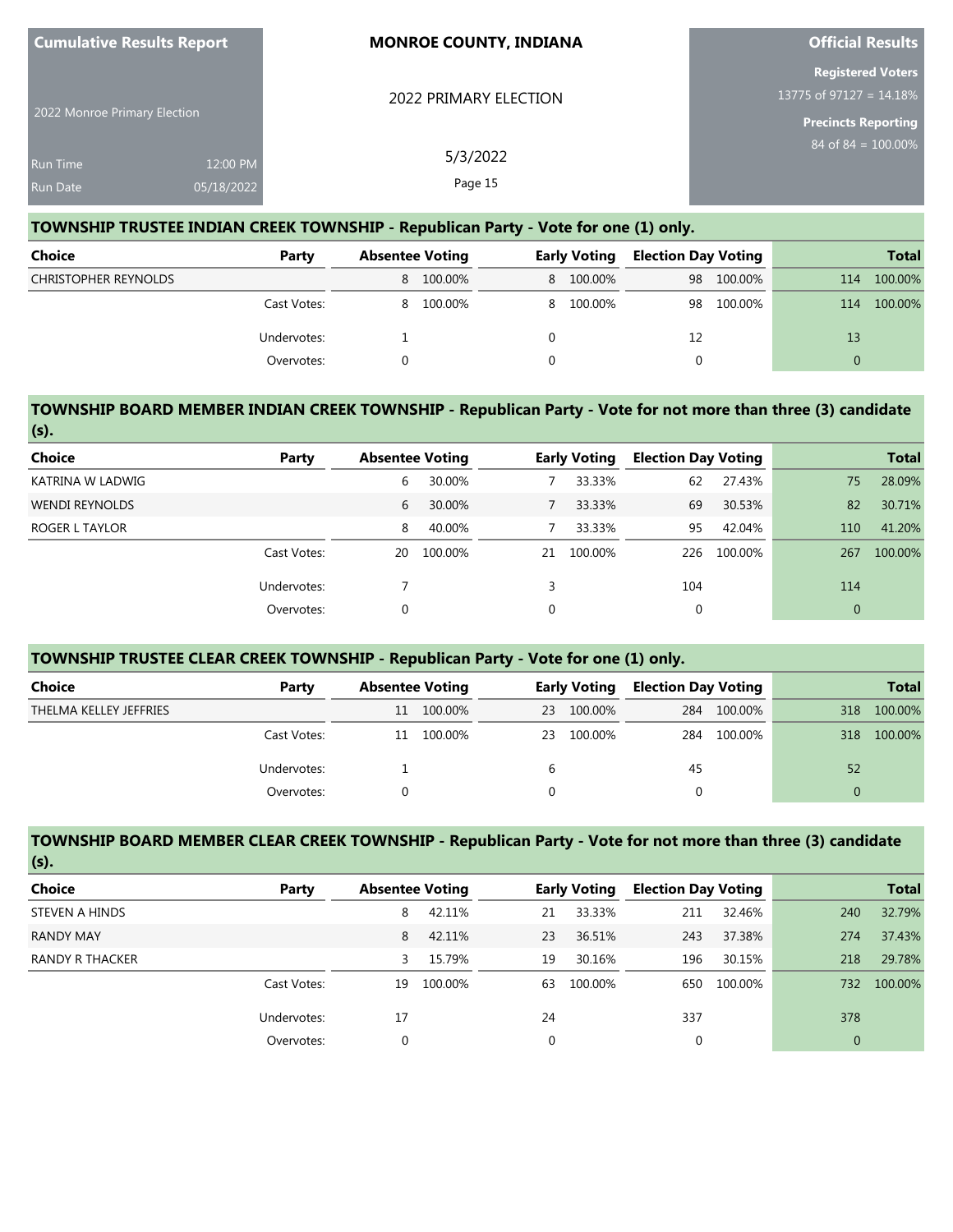| Cumulative Results Report | MONROE COUNTY, INDIANA | Official Results |
|---|---|---|
| 2022 Monroe Primary Election | 2022 PRIMARY ELECTION | Registered Voters 13775 of 97127 = 14.18% |
| Run Time 12:00 PM | 5/3/2022 | Precincts Reporting 84 of 84 = 100.00% |
| Run Date 05/18/2022 | | |

## TOWNSHIP TRUSTEE INDIAN CREEK TOWNSHIP - Republican Party - Vote for one (1) only.

| Choice | Party | Absentee Voting | | Early Voting | | Election Day Voting | | Total | |
|---|---|---|---|---|---|---|---|---|---|
| CHRISTOPHER REYNOLDS | | 8 | 100.00% | 8 | 100.00% | 98 | 100.00% | 114 | 100.00% |
| | Cast Votes: | 8 | 100.00% | 8 | 100.00% | 98 | 100.00% | 114 | 100.00% |
| | Undervotes: | 1 | | 0 | | 12 | | 13 | |
| | Overvotes: | 0 | | 0 | | 0 | | 0 | |

## TOWNSHIP BOARD MEMBER INDIAN CREEK TOWNSHIP - Republican Party - Vote for not more than three (3) candidate (s).

| Choice | Party | Absentee Voting | | Early Voting | | Election Day Voting | | Total | |
|---|---|---|---|---|---|---|---|---|---|
| KATRINA W LADWIG | | 6 | 30.00% | 7 | 33.33% | 62 | 27.43% | 75 | 28.09% |
| WENDI REYNOLDS | | 6 | 30.00% | 7 | 33.33% | 69 | 30.53% | 82 | 30.71% |
| ROGER L TAYLOR | | 8 | 40.00% | 7 | 33.33% | 95 | 42.04% | 110 | 41.20% |
| | Cast Votes: | 20 | 100.00% | 21 | 100.00% | 226 | 100.00% | 267 | 100.00% |
| | Undervotes: | 7 | | 3 | | 104 | | 114 | |
| | Overvotes: | 0 | | 0 | | 0 | | 0 | |

## TOWNSHIP TRUSTEE CLEAR CREEK TOWNSHIP - Republican Party - Vote for one (1) only.

| Choice | Party | Absentee Voting | | Early Voting | | Election Day Voting | | Total | |
|---|---|---|---|---|---|---|---|---|---|
| THELMA KELLEY JEFFRIES | | 11 | 100.00% | 23 | 100.00% | 284 | 100.00% | 318 | 100.00% |
| | Cast Votes: | 11 | 100.00% | 23 | 100.00% | 284 | 100.00% | 318 | 100.00% |
| | Undervotes: | 1 | | 6 | | 45 | | 52 | |
| | Overvotes: | 0 | | 0 | | 0 | | 0 | |

## TOWNSHIP BOARD MEMBER CLEAR CREEK TOWNSHIP - Republican Party - Vote for not more than three (3) candidate (s).

| Choice | Party | Absentee Voting | | Early Voting | | Election Day Voting | | Total | |
|---|---|---|---|---|---|---|---|---|---|
| STEVEN A HINDS | | 8 | 42.11% | 21 | 33.33% | 211 | 32.46% | 240 | 32.79% |
| RANDY MAY | | 8 | 42.11% | 23 | 36.51% | 243 | 37.38% | 274 | 37.43% |
| RANDY R THACKER | | 3 | 15.79% | 19 | 30.16% | 196 | 30.15% | 218 | 29.78% |
| | Cast Votes: | 19 | 100.00% | 63 | 100.00% | 650 | 100.00% | 732 | 100.00% |
| | Undervotes: | 17 | | 24 | | 337 | | 378 | |
| | Overvotes: | 0 | | 0 | | 0 | | 0 | |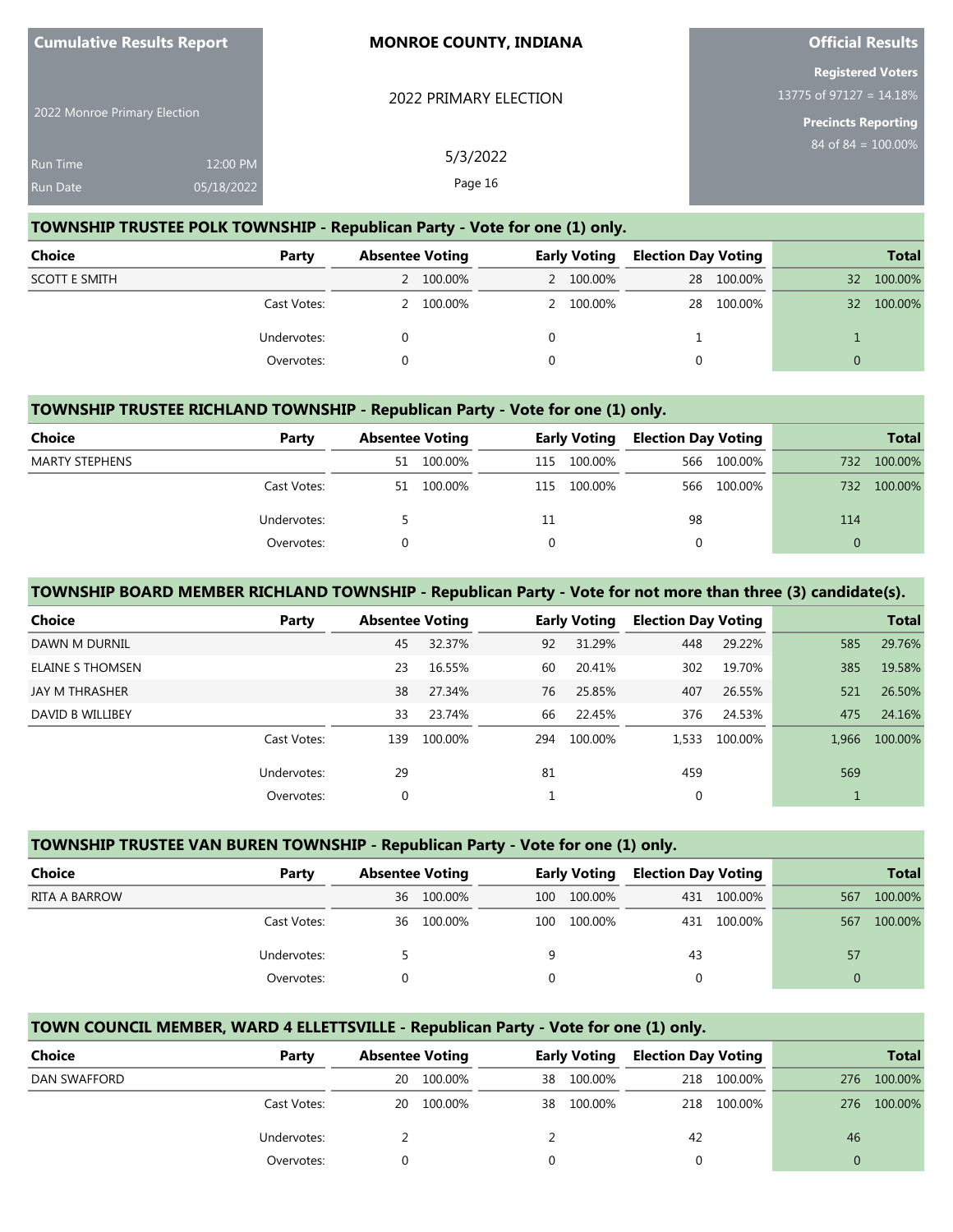## TOWNSHIP TRUSTEE POLK TOWNSHIP - Republican Party - Vote for one (1) only.

| Choice | Party | Absentee Voting | | Early Voting | | Election Day Voting | | Total | |
|---|---|---|---|---|---|---|---|---|---|
| SCOTT E SMITH | | 2 | 100.00% | 2 | 100.00% | 28 | 100.00% | 32 | 100.00% |
| | Cast Votes: | 2 | 100.00% | 2 | 100.00% | 28 | 100.00% | 32 | 100.00% |
| | Undervotes: | 0 | | 0 | | 1 | | 1 | |
| | Overvotes: | 0 | | 0 | | 0 | | 0 | |

## TOWNSHIP TRUSTEE RICHLAND TOWNSHIP - Republican Party - Vote for one (1) only.

| Choice | Party | Absentee Voting | | Early Voting | | Election Day Voting | | Total | |
|---|---|---|---|---|---|---|---|---|---|
| MARTY STEPHENS | | 51 | 100.00% | 115 | 100.00% | 566 | 100.00% | 732 | 100.00% |
| | Cast Votes: | 51 | 100.00% | 115 | 100.00% | 566 | 100.00% | 732 | 100.00% |
| | Undervotes: | 5 | | 11 | | 98 | | 114 | |
| | Overvotes: | 0 | | 0 | | 0 | | 0 | |

## TOWNSHIP BOARD MEMBER RICHLAND TOWNSHIP - Republican Party - Vote for not more than three (3) candidate(s).

| Choice | Party | Absentee Voting | | Early Voting | | Election Day Voting | | Total | |
|---|---|---|---|---|---|---|---|---|---|
| DAWN M DURNIL | | 45 | 32.37% | 92 | 31.29% | 448 | 29.22% | 585 | 29.76% |
| ELAINE S THOMSEN | | 23 | 16.55% | 60 | 20.41% | 302 | 19.70% | 385 | 19.58% |
| JAY M THRASHER | | 38 | 27.34% | 76 | 25.85% | 407 | 26.55% | 521 | 26.50% |
| DAVID B WILLIBEY | | 33 | 23.74% | 66 | 22.45% | 376 | 24.53% | 475 | 24.16% |
| | Cast Votes: | 139 | 100.00% | 294 | 100.00% | 1,533 | 100.00% | 1,966 | 100.00% |
| | Undervotes: | 29 | | 81 | | 459 | | 569 | |
| | Overvotes: | 0 | | 1 | | 0 | | 1 | |

## TOWNSHIP TRUSTEE VAN BUREN TOWNSHIP - Republican Party - Vote for one (1) only.

| Choice | Party | Absentee Voting | | Early Voting | | Election Day Voting | | Total | |
|---|---|---|---|---|---|---|---|---|---|
| RITA A BARROW | | 36 | 100.00% | 100 | 100.00% | 431 | 100.00% | 567 | 100.00% |
| | Cast Votes: | 36 | 100.00% | 100 | 100.00% | 431 | 100.00% | 567 | 100.00% |
| | Undervotes: | 5 | | 9 | | 43 | | 57 | |
| | Overvotes: | 0 | | 0 | | 0 | | 0 | |

## TOWN COUNCIL MEMBER, WARD 4 ELLETTSVILLE - Republican Party - Vote for one (1) only.

| Choice | Party | Absentee Voting | | Early Voting | | Election Day Voting | | Total | |
|---|---|---|---|---|---|---|---|---|---|
| DAN SWAFFORD | | 20 | 100.00% | 38 | 100.00% | 218 | 100.00% | 276 | 100.00% |
| | Cast Votes: | 20 | 100.00% | 38 | 100.00% | 218 | 100.00% | 276 | 100.00% |
| | Undervotes: | 2 | | 2 | | 42 | | 46 | |
| | Overvotes: | 0 | | 0 | | 0 | | 0 | |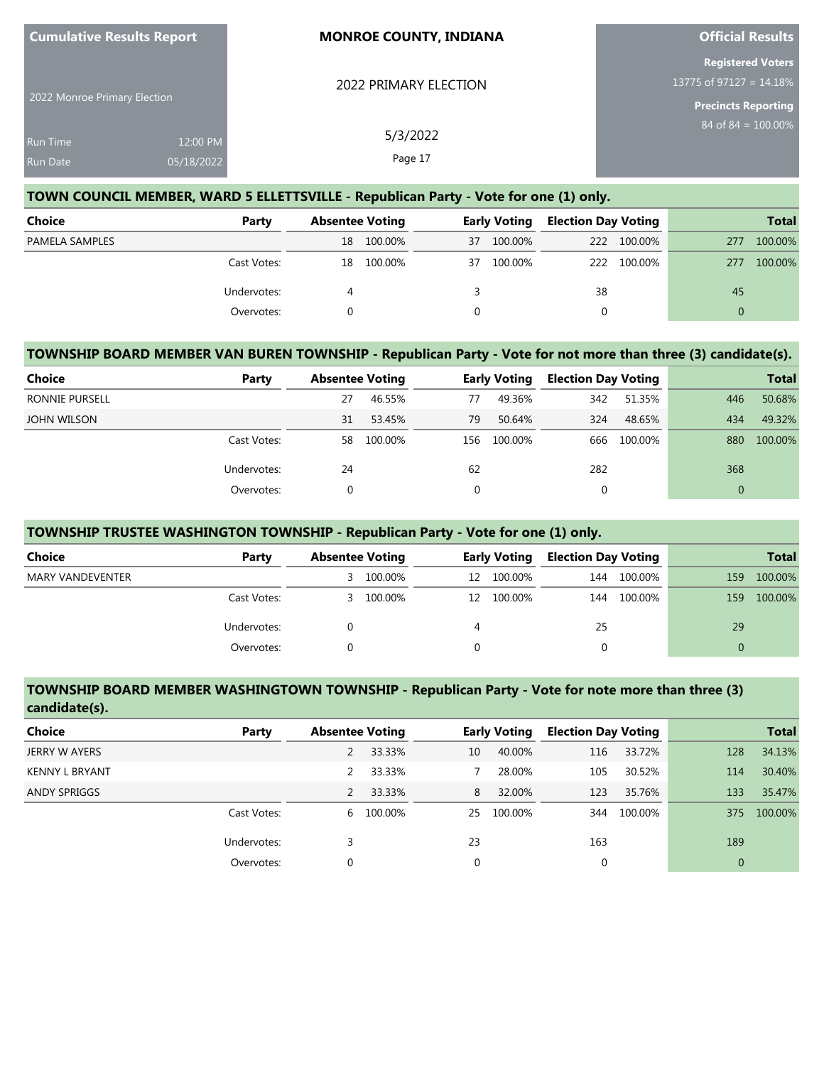## TOWN COUNCIL MEMBER, WARD 5 ELLETTSVILLE - Republican Party - Vote for one (1) only.

| Choice | Party | Absentee Voting | | Early Voting | | Election Day Voting | | Total | |
|---|---|---|---|---|---|---|---|---|---|
| PAMELA SAMPLES | | 18 | 100.00% | 37 | 100.00% | 222 | 100.00% | 277 | 100.00% |
| | Cast Votes: | 18 | 100.00% | 37 | 100.00% | 222 | 100.00% | 277 | 100.00% |
| | Undervotes: | 4 | | 3 | | 38 | | 45 | |
| | Overvotes: | 0 | | 0 | | 0 | | 0 | |

## TOWNSHIP BOARD MEMBER VAN BUREN TOWNSHIP - Republican Party - Vote for not more than three (3) candidate(s).

| Choice | Party | Absentee Voting | | Early Voting | | Election Day Voting | | Total | |
|---|---|---|---|---|---|---|---|---|---|
| RONNIE PURSELL | | 27 | 46.55% | 77 | 49.36% | 342 | 51.35% | 446 | 50.68% |
| JOHN WILSON | | 31 | 53.45% | 79 | 50.64% | 324 | 48.65% | 434 | 49.32% |
| | Cast Votes: | 58 | 100.00% | 156 | 100.00% | 666 | 100.00% | 880 | 100.00% |
| | Undervotes: | 24 | | 62 | | 282 | | 368 | |
| | Overvotes: | 0 | | 0 | | 0 | | 0 | |

## TOWNSHIP TRUSTEE WASHINGTON TOWNSHIP - Republican Party - Vote for one (1) only.

| Choice | Party | Absentee Voting | | Early Voting | | Election Day Voting | | Total | |
|---|---|---|---|---|---|---|---|---|---|
| MARY VANDEVENTER | | 3 | 100.00% | 12 | 100.00% | 144 | 100.00% | 159 | 100.00% |
| | Cast Votes: | 3 | 100.00% | 12 | 100.00% | 144 | 100.00% | 159 | 100.00% |
| | Undervotes: | 0 | | 4 | | 25 | | 29 | |
| | Overvotes: | 0 | | 0 | | 0 | | 0 | |

## TOWNSHIP BOARD MEMBER WASHINGTOWN TOWNSHIP - Republican Party - Vote for note more than three (3) candidate(s).

| Choice | Party | Absentee Voting | | Early Voting | | Election Day Voting | | Total | |
|---|---|---|---|---|---|---|---|---|---|
| JERRY W AYERS | | 2 | 33.33% | 10 | 40.00% | 116 | 33.72% | 128 | 34.13% |
| KENNY L BRYANT | | 2 | 33.33% | 7 | 28.00% | 105 | 30.52% | 114 | 30.40% |
| ANDY SPRIGGS | | 2 | 33.33% | 8 | 32.00% | 123 | 35.76% | 133 | 35.47% |
| | Cast Votes: | 6 | 100.00% | 25 | 100.00% | 344 | 100.00% | 375 | 100.00% |
| | Undervotes: | 3 | | 23 | | 163 | | 189 | |
| | Overvotes: | 0 | | 0 | | 0 | | 0 | |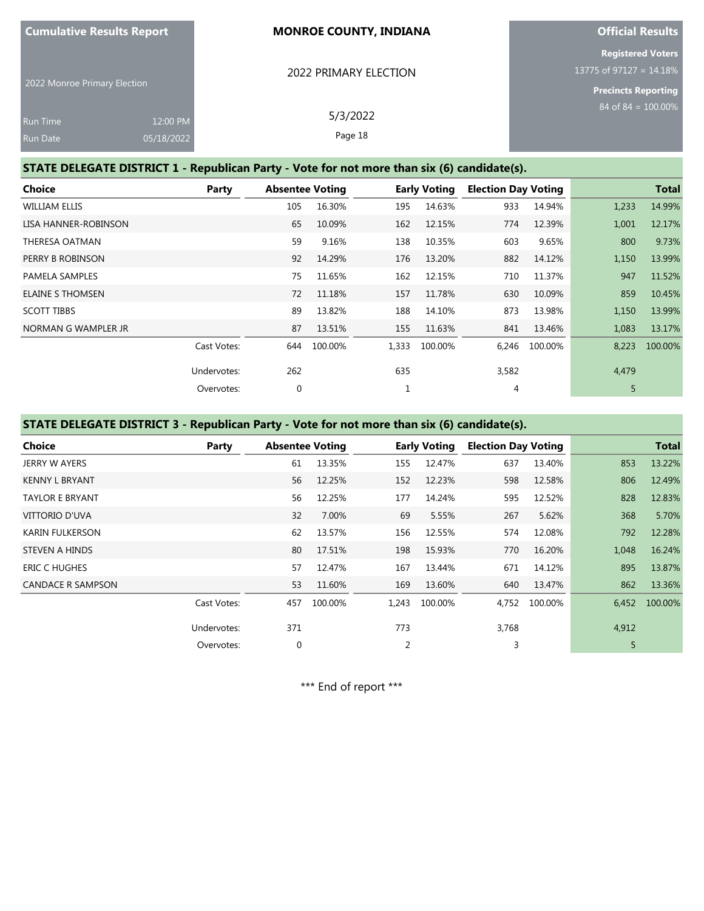## STATE DELEGATE DISTRICT 1 - Republican Party - Vote for not more than six (6) candidate(s).

| Choice | Party | Absentee Voting | | Early Voting | | Election Day Voting | | Total | |
|---|---|---|---|---|---|---|---|---|---|
| WILLIAM ELLIS | | 105 | 16.30% | 195 | 14.63% | 933 | 14.94% | 1,233 | 14.99% |
| LISA HANNER-ROBINSON | | 65 | 10.09% | 162 | 12.15% | 774 | 12.39% | 1,001 | 12.17% |
| THERESA OATMAN | | 59 | 9.16% | 138 | 10.35% | 603 | 9.65% | 800 | 9.73% |
| PERRY B ROBINSON | | 92 | 14.29% | 176 | 13.20% | 882 | 14.12% | 1,150 | 13.99% |
| PAMELA SAMPLES | | 75 | 11.65% | 162 | 12.15% | 710 | 11.37% | 947 | 11.52% |
| ELAINE S THOMSEN | | 72 | 11.18% | 157 | 11.78% | 630 | 10.09% | 859 | 10.45% |
| SCOTT TIBBS | | 89 | 13.82% | 188 | 14.10% | 873 | 13.98% | 1,150 | 13.99% |
| NORMAN G WAMPLER JR | | 87 | 13.51% | 155 | 11.63% | 841 | 13.46% | 1,083 | 13.17% |
| | Cast Votes: | 644 | 100.00% | 1,333 | 100.00% | 6,246 | 100.00% | 8,223 | 100.00% |
| | Undervotes: | 262 | | 635 | | 3,582 | | 4,479 | |
| | Overvotes: | 0 | | 1 | | 4 | | 5 | |

## STATE DELEGATE DISTRICT 3 - Republican Party - Vote for not more than six (6) candidate(s).

| Choice | Party | Absentee Voting | | Early Voting | | Election Day Voting | | Total | |
|---|---|---|---|---|---|---|---|---|---|
| JERRY W AYERS | | 61 | 13.35% | 155 | 12.47% | 637 | 13.40% | 853 | 13.22% |
| KENNY L BRYANT | | 56 | 12.25% | 152 | 12.23% | 598 | 12.58% | 806 | 12.49% |
| TAYLOR E BRYANT | | 56 | 12.25% | 177 | 14.24% | 595 | 12.52% | 828 | 12.83% |
| VITTORIO D'UVA | | 32 | 7.00% | 69 | 5.55% | 267 | 5.62% | 368 | 5.70% |
| KARIN FULKERSON | | 62 | 13.57% | 156 | 12.55% | 574 | 12.08% | 792 | 12.28% |
| STEVEN A HINDS | | 80 | 17.51% | 198 | 15.93% | 770 | 16.20% | 1,048 | 16.24% |
| ERIC C HUGHES | | 57 | 12.47% | 167 | 13.44% | 671 | 14.12% | 895 | 13.87% |
| CANDACE R SAMPSON | | 53 | 11.60% | 169 | 13.60% | 640 | 13.47% | 862 | 13.36% |
| | Cast Votes: | 457 | 100.00% | 1,243 | 100.00% | 4,752 | 100.00% | 6,452 | 100.00% |
| | Undervotes: | 371 | | 773 | | 3,768 | | 4,912 | |
| | Overvotes: | 0 | | 2 | | 3 | | 5 | |

*** End of report ***